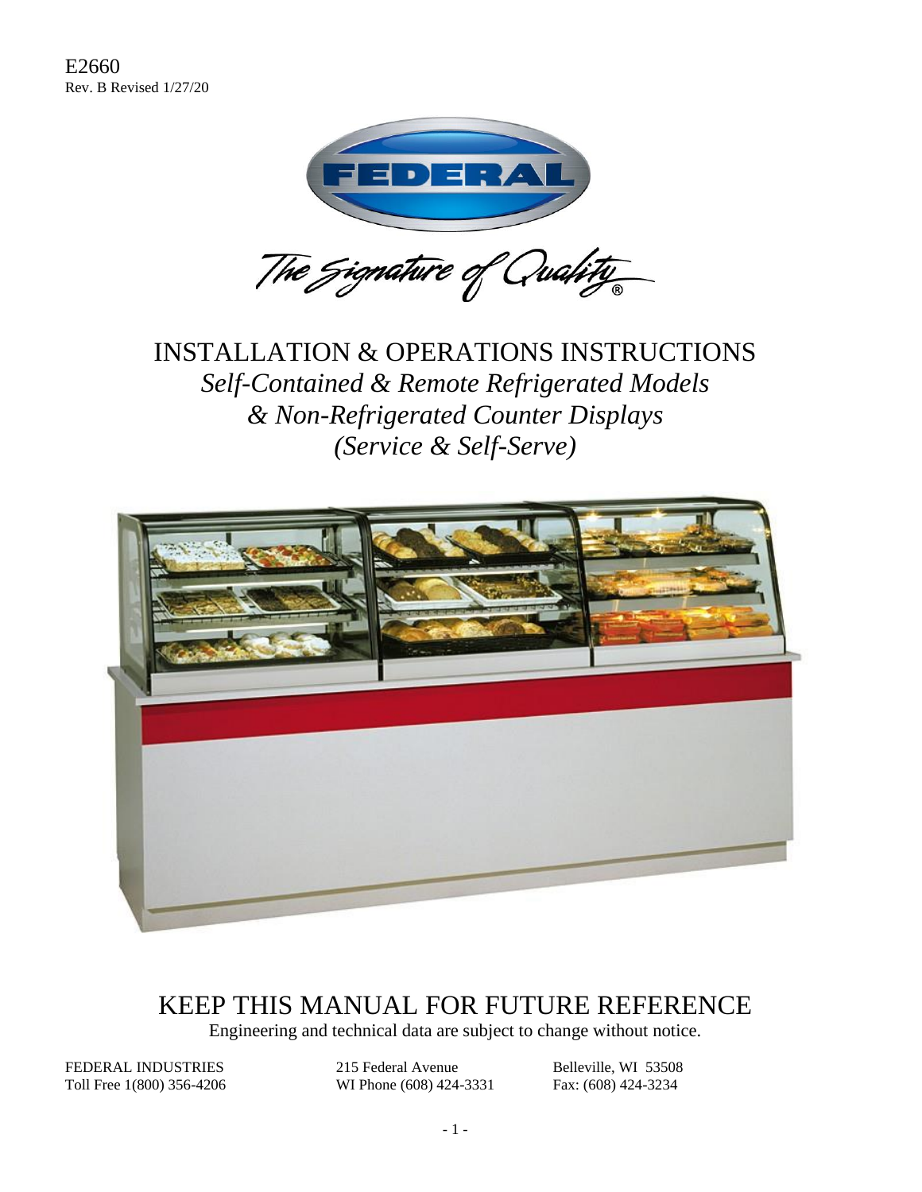E2660
Rev. B Revised 1/27/20

FEDERAL

*The Signature of Quality®*

# INSTALLATION & OPERATIONS INSTRUCTIONS

*Self-Contained & Remote Refrigerated Models*
*& Non-Refrigerated Counter Displays*
*(Service & Self-Serve)*

## KEEP THIS MANUAL FOR FUTURE REFERENCE

Engineering and technical data are subject to change without notice.

FEDERAL INDUSTRIES
Toll Free 1(800) 356-4206

215 Federal Avenue
WI Phone (608) 424-3331

Belleville, WI 53508
Fax: (608) 424-3234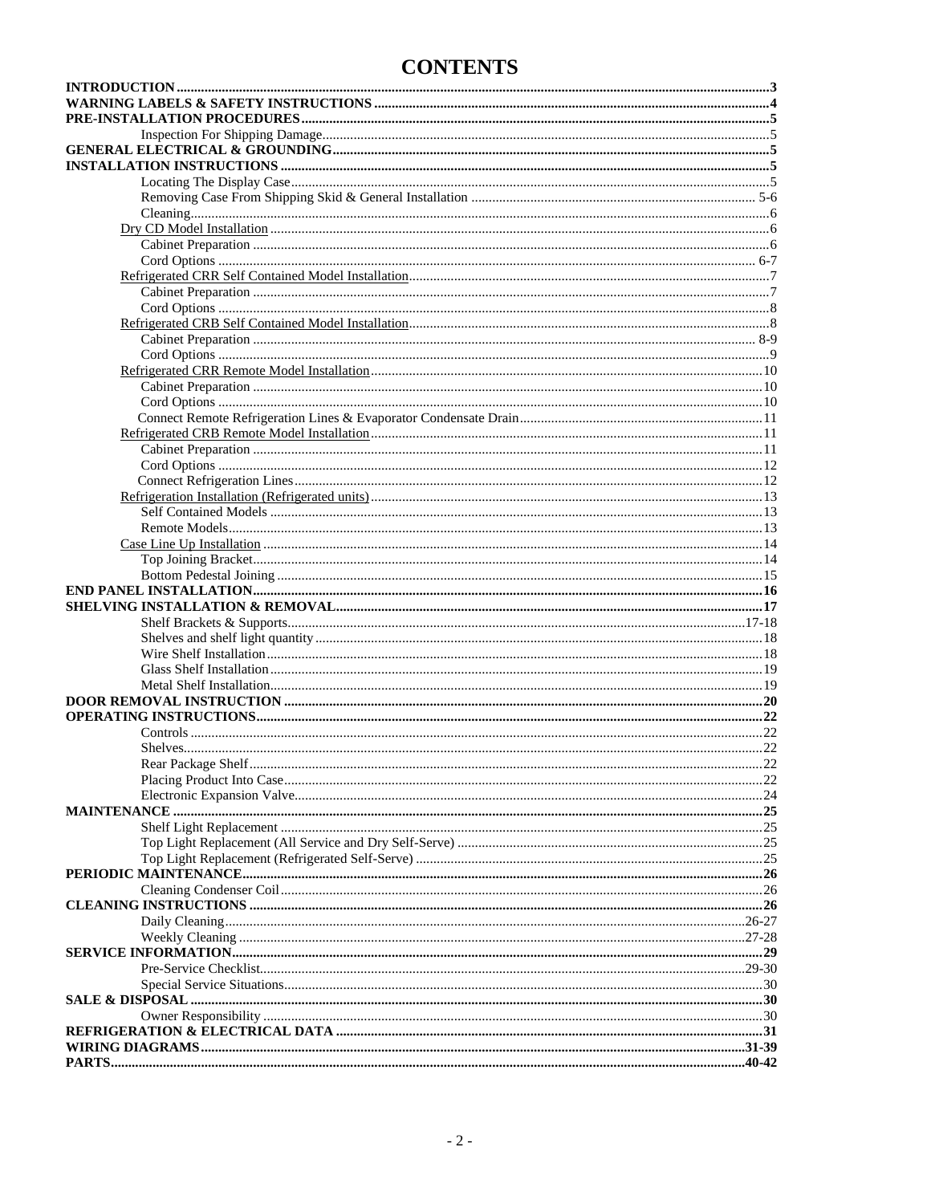# CONTENTS

**INTRODUCTION** ........ 3
**WARNING LABELS & SAFETY INSTRUCTIONS** ........ 4
**PRE-INSTALLATION PROCEDURES** ........ 5
- Inspection For Shipping Damage ........ 5

**GENERAL ELECTRICAL & GROUNDING** ........ 5
**INSTALLATION INSTRUCTIONS** ........ 5
- Locating The Display Case ........ 5
- Removing Case From Shipping Skid & General Installation ........ 5-6
- Cleaning ........ 6
- Dry CD Model Installation ........ 6
  - Cabinet Preparation ........ 6
  - Cord Options ........ 6-7
- Refrigerated CRR Self Contained Model Installation ........ 7
  - Cabinet Preparation ........ 7
  - Cord Options ........ 8
- Refrigerated CRB Self Contained Model Installation ........ 8
  - Cabinet Preparation ........ 8-9
  - Cord Options ........ 9
- Refrigerated CRR Remote Model Installation ........ 10
  - Cabinet Preparation ........ 10
  - Cord Options ........ 10
  - Connect Remote Refrigeration Lines & Evaporator Condensate Drain ........ 11
- Refrigerated CRB Remote Model Installation ........ 11
  - Cabinet Preparation ........ 11
  - Cord Options ........ 12
  - Connect Refrigeration Lines ........ 12
- Refrigeration Installation (Refrigerated units) ........ 13
  - Self Contained Models ........ 13
  - Remote Models ........ 13
- Case Line Up Installation ........ 14
  - Top Joining Bracket ........ 14
  - Bottom Pedestal Joining ........ 15

**END PANEL INSTALLATION** ........ 16
**SHELVING INSTALLATION & REMOVAL** ........ 17
- Shelf Brackets & Supports ........ 17-18
- Shelves and shelf light quantity ........ 18
- Wire Shelf Installation ........ 18
- Glass Shelf Installation ........ 19
- Metal Shelf Installation ........ 19

**DOOR REMOVAL INSTRUCTION** ........ 20
**OPERATING INSTRUCTIONS** ........ 22
- Controls ........ 22
- Shelves ........ 22
- Rear Package Shelf ........ 22
- Placing Product Into Case ........ 22
- Electronic Expansion Valve ........ 24

**MAINTENANCE** ........ 25
- Shelf Light Replacement ........ 25
- Top Light Replacement (All Service and Dry Self-Serve) ........ 25
- Top Light Replacement (Refrigerated Self-Serve) ........ 25

**PERIODIC MAINTENANCE** ........ 26
- Cleaning Condenser Coil ........ 26

**CLEANING INSTRUCTIONS** ........ 26
- Daily Cleaning ........ 26-27
- Weekly Cleaning ........ 27-28

**SERVICE INFORMATION** ........ 29
- Pre-Service Checklist ........ 29-30
- Special Service Situations ........ 30

**SALE & DISPOSAL** ........ 30
- Owner Responsibility ........ 30

**REFRIGERATION & ELECTRICAL DATA** ........ 31
**WIRING DIAGRAMS** ........ 31-39
**PARTS** ........ 40-42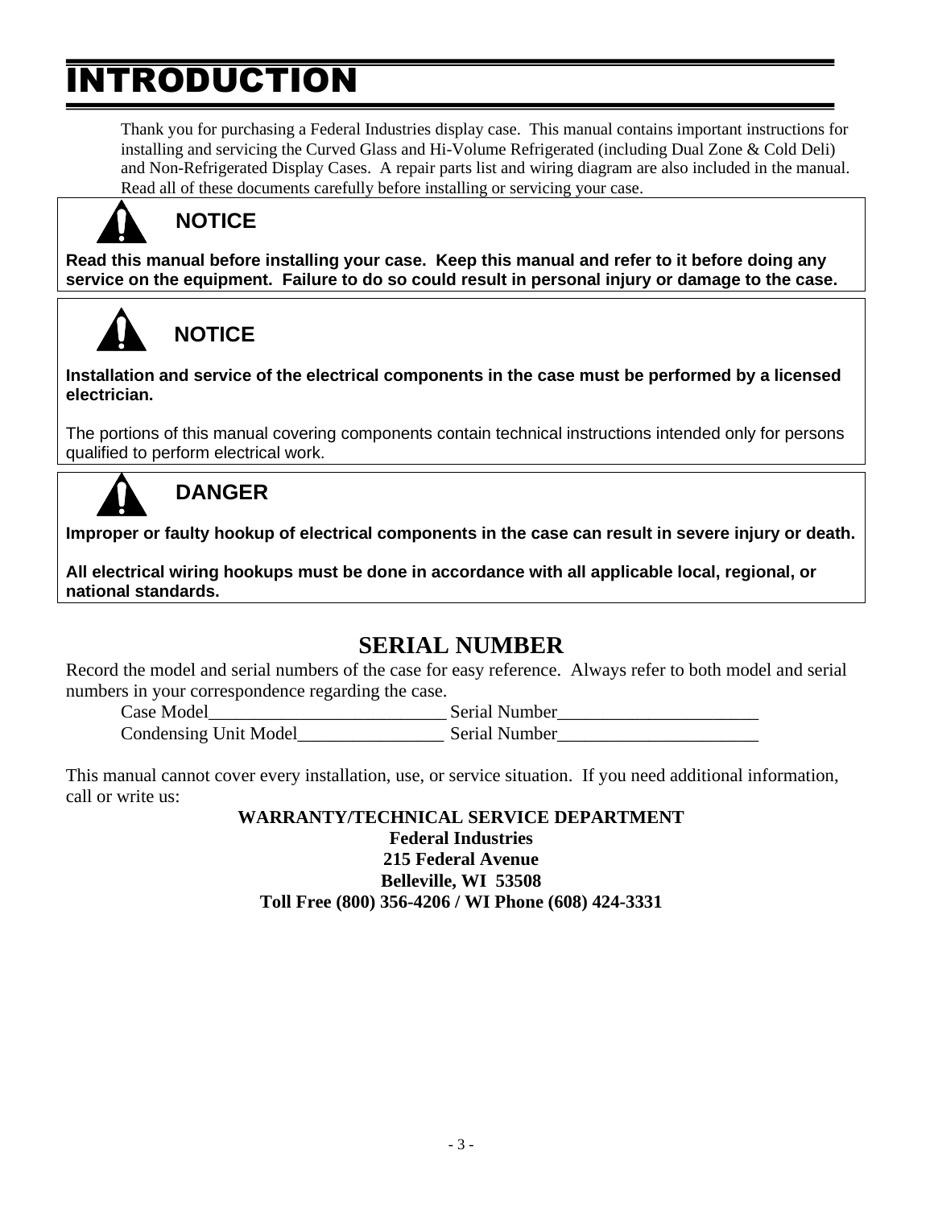# INTRODUCTION

Thank you for purchasing a Federal Industries display case. This manual contains important instructions for installing and servicing the Curved Glass and Hi-Volume Refrigerated (including Dual Zone & Cold Deli) and Non-Refrigerated Display Cases. A repair parts list and wiring diagram are also included in the manual. Read all of these documents carefully before installing or servicing your case.

**NOTICE**

**Read this manual before installing your case. Keep this manual and refer to it before doing any service on the equipment. Failure to do so could result in personal injury or damage to the case.**

**NOTICE**

**Installation and service of the electrical components in the case must be performed by a licensed electrician.**

The portions of this manual covering components contain technical instructions intended only for persons qualified to perform electrical work.

**DANGER**

**Improper or faulty hookup of electrical components in the case can result in severe injury or death.**

**All electrical wiring hookups must be done in accordance with all applicable local, regional, or national standards.**

## SERIAL NUMBER

Record the model and serial numbers of the case for easy reference. Always refer to both model and serial numbers in your correspondence regarding the case.

Case Model__________________________ Serial Number______________________

Condensing Unit Model________________ Serial Number______________________

This manual cannot cover every installation, use, or service situation. If you need additional information, call or write us:

**WARRANTY/TECHNICAL SERVICE DEPARTMENT**
**Federal Industries**
**215 Federal Avenue**
**Belleville, WI 53508**
**Toll Free (800) 356-4206 / WI Phone (608) 424-3331**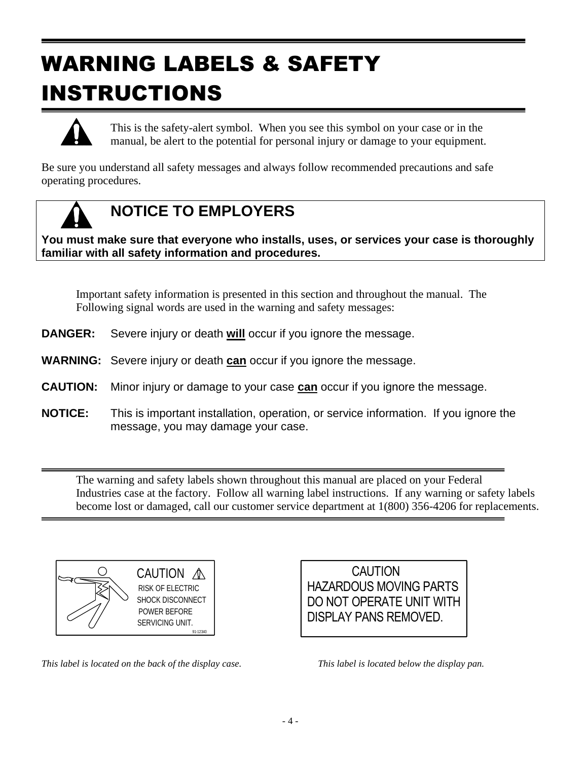# WARNING LABELS & SAFETY INSTRUCTIONS

This is the safety-alert symbol. When you see this symbol on your case or in the manual, be alert to the potential for personal injury or damage to your equipment.

Be sure you understand all safety messages and always follow recommended precautions and safe operating procedures.

## NOTICE TO EMPLOYERS

**You must make sure that everyone who installs, uses, or services your case is thoroughly familiar with all safety information and procedures.**

Important safety information is presented in this section and throughout the manual. The Following signal words are used in the warning and safety messages:

**DANGER:** Severe injury or death **will** occur if you ignore the message.

**WARNING:** Severe injury or death **can** occur if you ignore the message.

**CAUTION:** Minor injury or damage to your case **can** occur if you ignore the message.

**NOTICE:** This is important installation, operation, or service information. If you ignore the message, you may damage your case.

---

The warning and safety labels shown throughout this manual are placed on your Federal Industries case at the factory. Follow all warning label instructions. If any warning or safety labels become lost or damaged, call our customer service department at 1(800) 356-4206 for replacements.

---

CAUTION
RISK OF ELECTRIC SHOCK DISCONNECT POWER BEFORE SERVICING UNIT.
91-12340

*This label is located on the back of the display case.*

CAUTION
HAZARDOUS MOVING PARTS DO NOT OPERATE UNIT WITH DISPLAY PANS REMOVED.

*This label is located below the display pan.*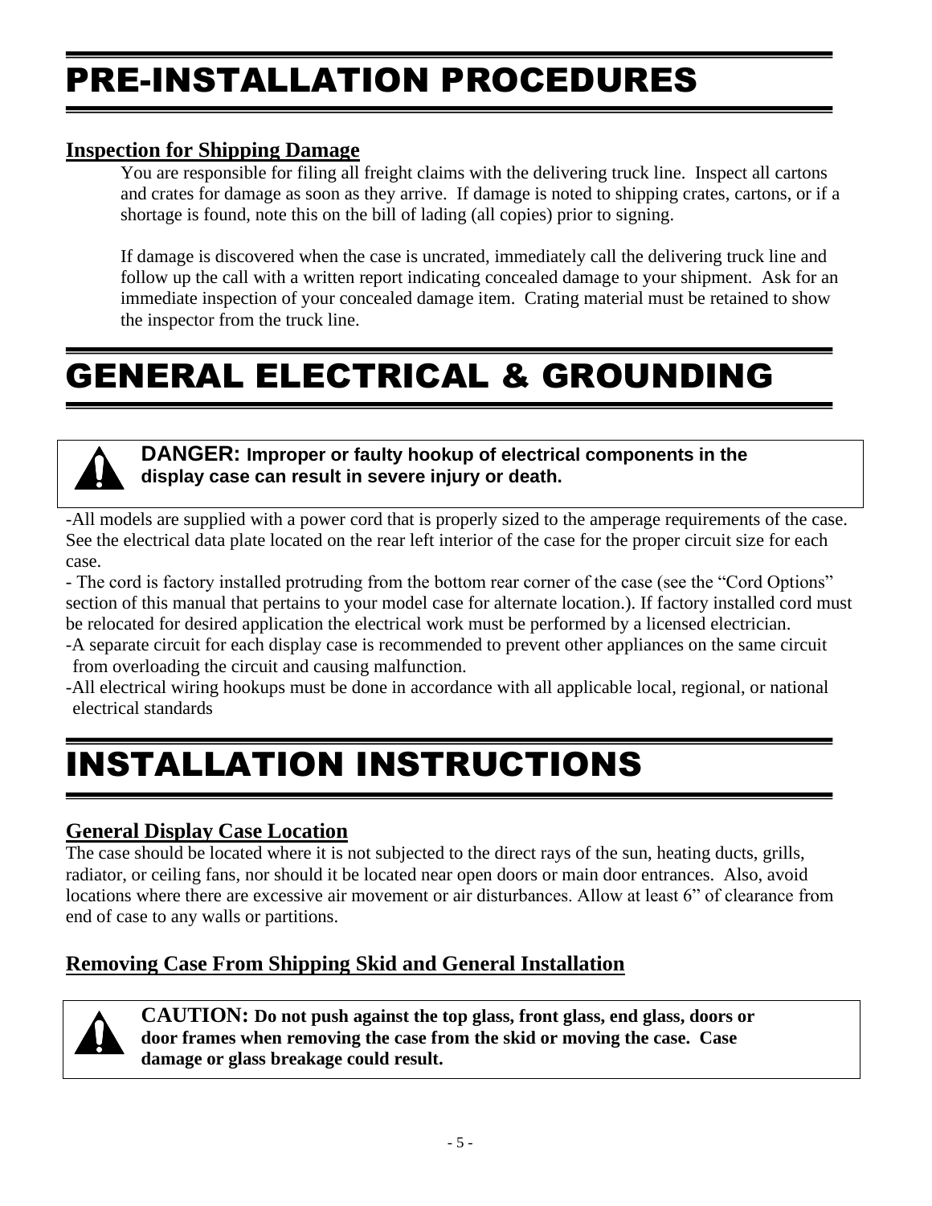# PRE-INSTALLATION PROCEDURES

## Inspection for Shipping Damage

You are responsible for filing all freight claims with the delivering truck line. Inspect all cartons and crates for damage as soon as they arrive. If damage is noted to shipping crates, cartons, or if a shortage is found, note this on the bill of lading (all copies) prior to signing.

If damage is discovered when the case is uncrated, immediately call the delivering truck line and follow up the call with a written report indicating concealed damage to your shipment. Ask for an immediate inspection of your concealed damage item. Crating material must be retained to show the inspector from the truck line.

# GENERAL ELECTRICAL & GROUNDING

**DANGER: Improper or faulty hookup of electrical components in the display case can result in severe injury or death.**

-All models are supplied with a power cord that is properly sized to the amperage requirements of the case. See the electrical data plate located on the rear left interior of the case for the proper circuit size for each case.

- The cord is factory installed protruding from the bottom rear corner of the case (see the "Cord Options" section of this manual that pertains to your model case for alternate location.). If factory installed cord must be relocated for desired application the electrical work must be performed by a licensed electrician.

-A separate circuit for each display case is recommended to prevent other appliances on the same circuit from overloading the circuit and causing malfunction.

-All electrical wiring hookups must be done in accordance with all applicable local, regional, or national electrical standards

# INSTALLATION INSTRUCTIONS

## General Display Case Location

The case should be located where it is not subjected to the direct rays of the sun, heating ducts, grills, radiator, or ceiling fans, nor should it be located near open doors or main door entrances. Also, avoid locations where there are excessive air movement or air disturbances. Allow at least 6" of clearance from end of case to any walls or partitions.

## Removing Case From Shipping Skid and General Installation

**CAUTION: Do not push against the top glass, front glass, end glass, doors or door frames when removing the case from the skid or moving the case. Case damage or glass breakage could result.**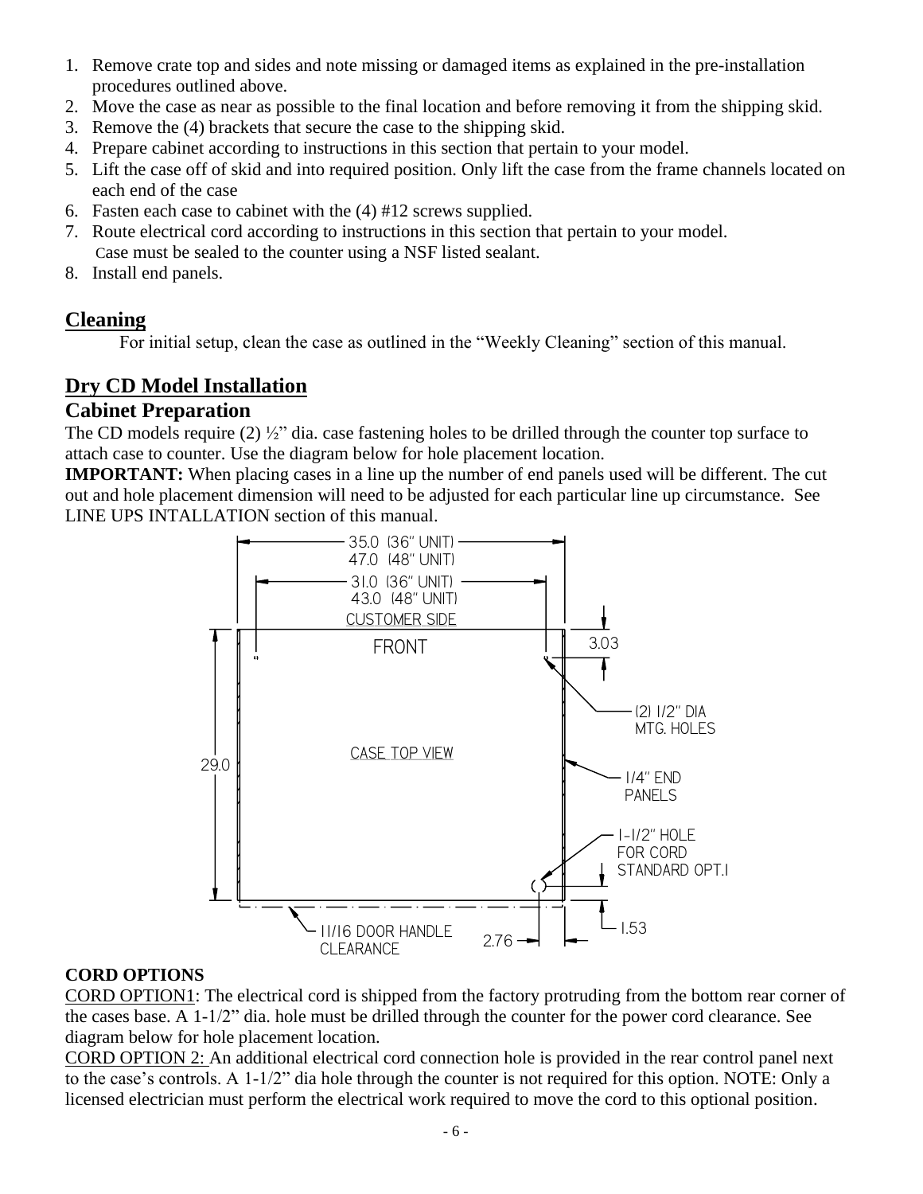1. Remove crate top and sides and note missing or damaged items as explained in the pre-installation procedures outlined above.
2. Move the case as near as possible to the final location and before removing it from the shipping skid.
3. Remove the (4) brackets that secure the case to the shipping skid.
4. Prepare cabinet according to instructions in this section that pertain to your model.
5. Lift the case off of skid and into required position. Only lift the case from the frame channels located on each end of the case
6. Fasten each case to cabinet with the (4) #12 screws supplied.
7. Route electrical cord according to instructions in this section that pertain to your model. Case must be sealed to the counter using a NSF listed sealant.
8. Install end panels.

## Cleaning

For initial setup, clean the case as outlined in the "Weekly Cleaning" section of this manual.

## Dry CD Model Installation

### Cabinet Preparation

The CD models require (2) ½" dia. case fastening holes to be drilled through the counter top surface to attach case to counter. Use the diagram below for hole placement location.

**IMPORTANT:** When placing cases in a line up the number of end panels used will be different. The cut out and hole placement dimension will need to be adjusted for each particular line up circumstance. See LINE UPS INTALLATION section of this manual.

35.0 (36" UNIT)
47.0 (48" UNIT)
31.0 (36" UNIT)
43.0 (48" UNIT)
CUSTOMER SIDE
FRONT
3.03
(2) 1/2" DIA MTG. HOLES
CASE TOP VIEW
29.0
1/4" END PANELS
1-1/2" HOLE FOR CORD STANDARD OPT.1
11/16 DOOR HANDLE CLEARANCE
2.76
1.53

**CORD OPTIONS**

CORD OPTION1: The electrical cord is shipped from the factory protruding from the bottom rear corner of the cases base. A 1-1/2" dia. hole must be drilled through the counter for the power cord clearance. See diagram below for hole placement location.

CORD OPTION 2: An additional electrical cord connection hole is provided in the rear control panel next to the case's controls. A 1-1/2" dia hole through the counter is not required for this option. NOTE: Only a licensed electrician must perform the electrical work required to move the cord to this optional position.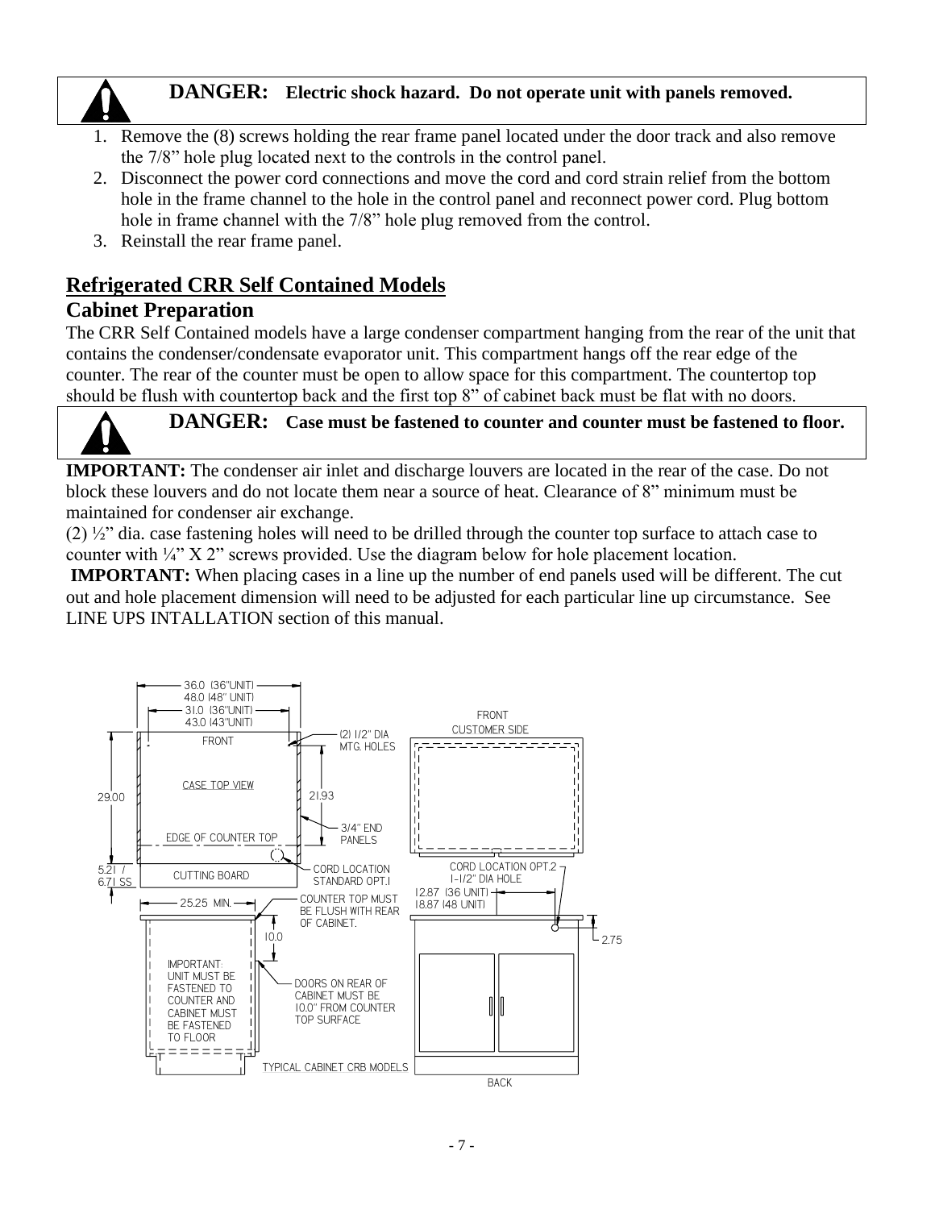**DANGER:** **Electric shock hazard. Do not operate unit with panels removed.**

1. Remove the (8) screws holding the rear frame panel located under the door track and also remove the 7/8" hole plug located next to the controls in the control panel.
2. Disconnect the power cord connections and move the cord and cord strain relief from the bottom hole in the frame channel to the hole in the control panel and reconnect power cord. Plug bottom hole in frame channel with the 7/8" hole plug removed from the control.
3. Reinstall the rear frame panel.

## Refrigerated CRR Self Contained Models

### Cabinet Preparation

The CRR Self Contained models have a large condenser compartment hanging from the rear of the unit that contains the condenser/condensate evaporator unit. This compartment hangs off the rear edge of the counter. The rear of the counter must be open to allow space for this compartment. The countertop top should be flush with countertop back and the first top 8" of cabinet back must be flat with no doors.

**DANGER:** **Case must be fastened to counter and counter must be fastened to floor.**

**IMPORTANT:** The condenser air inlet and discharge louvers are located in the rear of the case. Do not block these louvers and do not locate them near a source of heat. Clearance of 8" minimum must be maintained for condenser air exchange.

(2) ½" dia. case fastening holes will need to be drilled through the counter top surface to attach case to counter with ¼" X 2" screws provided. Use the diagram below for hole placement location.

**IMPORTANT:** When placing cases in a line up the number of end panels used will be different. The cut out and hole placement dimension will need to be adjusted for each particular line up circumstance. See LINE UPS INTALLATION section of this manual.

36.0 (36"UNIT)
48.0 (48" UNIT)
31.0 (36"UNIT)
43.0 (43"UNIT)
FRONT
CASE TOP VIEW
29.00
21.93
(2) 1/2" DIA MTG. HOLES
3/4" END PANELS
EDGE OF COUNTER TOP
5.21 / 6.71 SS
CUTTING BOARD
CORD LOCATION STANDARD OPT.1
FRONT CUSTOMER SIDE
CORD LOCATION OPT.2 1-1/2" DIA HOLE
12.87 (36 UNIT)
18.87 (48 UNIT)
25.25 MIN.
COUNTER TOP MUST BE FLUSH WITH REAR OF CABINET.
10.0
2.75
IMPORTANT: UNIT MUST BE FASTENED TO COUNTER AND CABINET MUST BE FASTENED TO FLOOR
DOORS ON REAR OF CABINET MUST BE 10.0" FROM COUNTER TOP SURFACE
TYPICAL CABINET CRB MODELS
BACK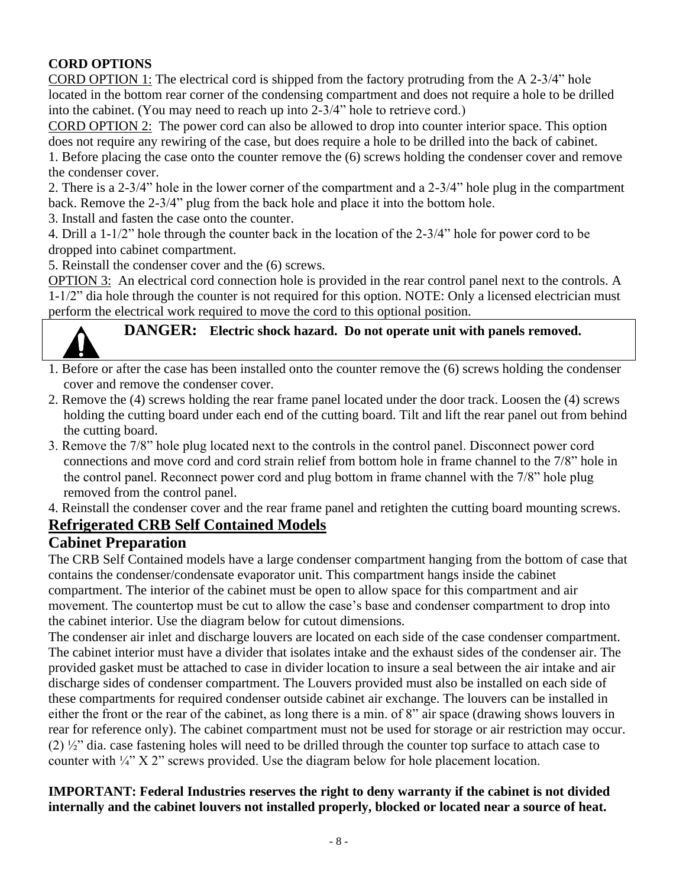**CORD OPTIONS**

CORD OPTION 1: The electrical cord is shipped from the factory protruding from the A 2-3/4" hole located in the bottom rear corner of the condensing compartment and does not require a hole to be drilled into the cabinet. (You may need to reach up into 2-3/4" hole to retrieve cord.)

CORD OPTION 2: The power cord can also be allowed to drop into counter interior space. This option does not require any rewiring of the case, but does require a hole to be drilled into the back of cabinet.

1. Before placing the case onto the counter remove the (6) screws holding the condenser cover and remove the condenser cover.
2. There is a 2-3/4" hole in the lower corner of the compartment and a 2-3/4" hole plug in the compartment back. Remove the 2-3/4" plug from the back hole and place it into the bottom hole.
3. Install and fasten the case onto the counter.
4. Drill a 1-1/2" hole through the counter back in the location of the 2-3/4" hole for power cord to be dropped into cabinet compartment.
5. Reinstall the condenser cover and the (6) screws.

OPTION 3: An electrical cord connection hole is provided in the rear control panel next to the controls. A 1-1/2" dia hole through the counter is not required for this option. NOTE: Only a licensed electrician must perform the electrical work required to move the cord to this optional position.

**DANGER: Electric shock hazard. Do not operate unit with panels removed.**

1. Before or after the case has been installed onto the counter remove the (6) screws holding the condenser cover and remove the condenser cover.
2. Remove the (4) screws holding the rear frame panel located under the door track. Loosen the (4) screws holding the cutting board under each end of the cutting board. Tilt and lift the rear panel out from behind the cutting board.
3. Remove the 7/8" hole plug located next to the controls in the control panel. Disconnect power cord connections and move cord and cord strain relief from bottom hole in frame channel to the 7/8" hole in the control panel. Reconnect power cord and plug bottom in frame channel with the 7/8" hole plug removed from the control panel.
4. Reinstall the condenser cover and the rear frame panel and retighten the cutting board mounting screws.

## Refrigerated CRB Self Contained Models

### Cabinet Preparation

The CRB Self Contained models have a large condenser compartment hanging from the bottom of case that contains the condenser/condensate evaporator unit. This compartment hangs inside the cabinet compartment. The interior of the cabinet must be open to allow space for this compartment and air movement. The countertop must be cut to allow the case's base and condenser compartment to drop into the cabinet interior. Use the diagram below for cutout dimensions.

The condenser air inlet and discharge louvers are located on each side of the case condenser compartment. The cabinet interior must have a divider that isolates intake and the exhaust sides of the condenser air. The provided gasket must be attached to case in divider location to insure a seal between the air intake and air discharge sides of condenser compartment. The Louvers provided must also be installed on each side of these compartments for required condenser outside cabinet air exchange. The louvers can be installed in either the front or the rear of the cabinet, as long there is a min. of 8" air space (drawing shows louvers in rear for reference only). The cabinet compartment must not be used for storage or air restriction may occur. (2) ½" dia. case fastening holes will need to be drilled through the counter top surface to attach case to counter with ¼" X 2" screws provided. Use the diagram below for hole placement location.

**IMPORTANT: Federal Industries reserves the right to deny warranty if the cabinet is not divided internally and the cabinet louvers not installed properly, blocked or located near a source of heat.**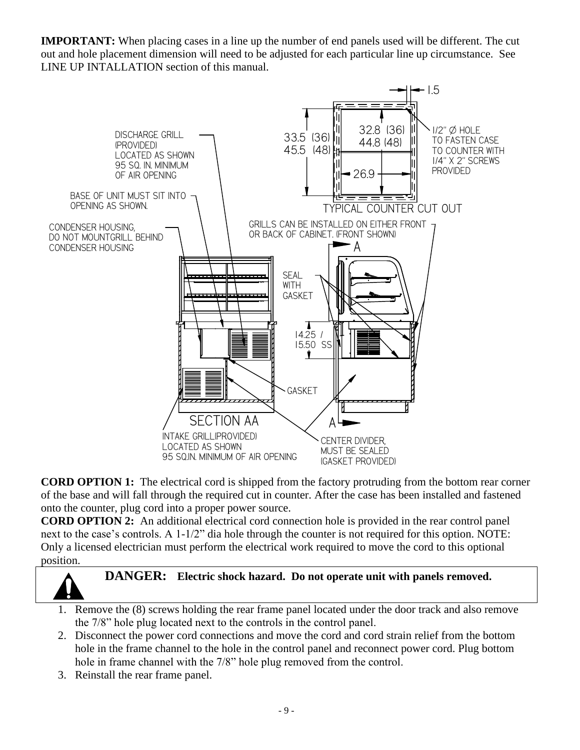**IMPORTANT:** When placing cases in a line up the number of end panels used will be different. The cut out and hole placement dimension will need to be adjusted for each particular line up circumstance. See LINE UP INTALLATION section of this manual.

TYPICAL COUNTER CUT OUT

1.5

33.5 (36)
45.5 (48)

32.8 (36)
44.8 (48)

26.9

1/2" Ø HOLE TO FASTEN CASE TO COUNTER WITH 1/4" X 2" SCREWS PROVIDED

DISCHARGE GRILL (PROVIDED) LOCATED AS SHOWN 95 SQ. IN. MINIMUM OF AIR OPENING

BASE OF UNIT MUST SIT INTO OPENING AS SHOWN.

CONDENSER HOUSING, DO NOT MOUNTGRILL BEHIND CONDENSER HOUSING

GRILLS CAN BE INSTALLED ON EITHER FRONT OR BACK OF CABINET. (FRONT SHOWN)

SEAL WITH GASKET

14.25 / 15.50 SS

GASKET

SECTION AA

INTAKE GRILL(PROVIDED) LOCATED AS SHOWN 95 SQ.IN. MINIMUM OF AIR OPENING

CENTER DIVIDER, MUST BE SEALED (GASKET PROVIDED)

**CORD OPTION 1:** The electrical cord is shipped from the factory protruding from the bottom rear corner of the base and will fall through the required cut in counter. After the case has been installed and fastened onto the counter, plug cord into a proper power source.

**CORD OPTION 2:** An additional electrical cord connection hole is provided in the rear control panel next to the case's controls. A 1-1/2" dia hole through the counter is not required for this option. NOTE: Only a licensed electrician must perform the electrical work required to move the cord to this optional position.

**DANGER: Electric shock hazard. Do not operate unit with panels removed.**

1. Remove the (8) screws holding the rear frame panel located under the door track and also remove the 7/8" hole plug located next to the controls in the control panel.
2. Disconnect the power cord connections and move the cord and cord strain relief from the bottom hole in the frame channel to the hole in the control panel and reconnect power cord. Plug bottom hole in frame channel with the 7/8" hole plug removed from the control.
3. Reinstall the rear frame panel.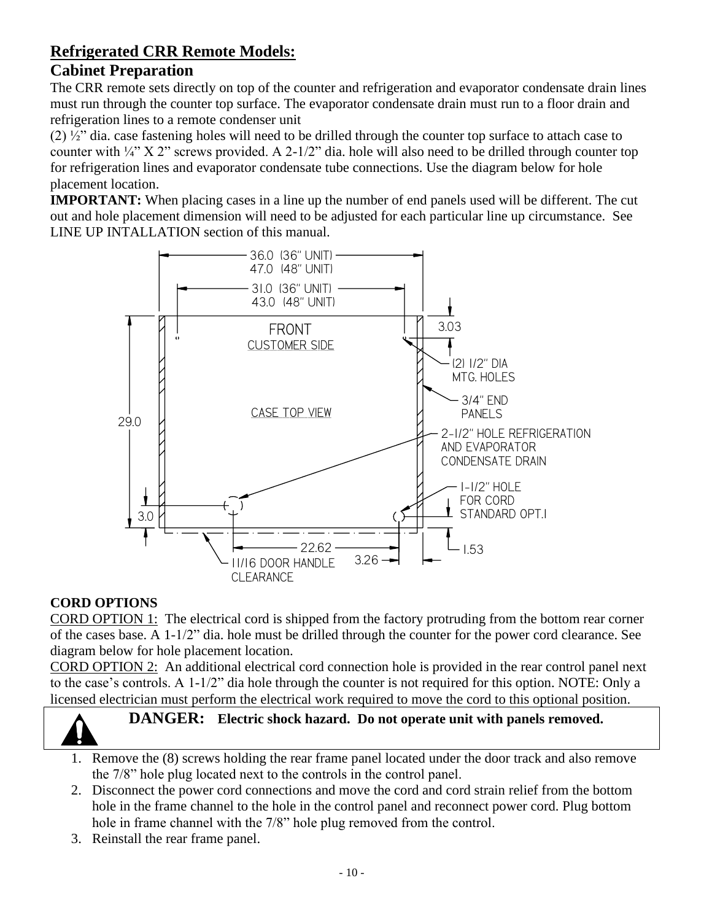## Refrigerated CRR Remote Models:

### Cabinet Preparation

The CRR remote sets directly on top of the counter and refrigeration and evaporator condensate drain lines must run through the counter top surface. The evaporator condensate drain must run to a floor drain and refrigeration lines to a remote condenser unit

(2) ½" dia. case fastening holes will need to be drilled through the counter top surface to attach case to counter with ¼" X 2" screws provided. A 2-1/2" dia. hole will also need to be drilled through counter top for refrigeration lines and evaporator condensate tube connections. Use the diagram below for hole placement location.

**IMPORTANT:** When placing cases in a line up the number of end panels used will be different. The cut out and hole placement dimension will need to be adjusted for each particular line up circumstance. See LINE UP INTALLATION section of this manual.

36.0 (36" UNIT)
47.0 (48" UNIT)
31.0 (36" UNIT)
43.0 (48" UNIT)
FRONT
CUSTOMER SIDE
CASE TOP VIEW
3.03
(2) 1/2" DIA MTG. HOLES
3/4" END PANELS
2-1/2" HOLE REFRIGERATION AND EVAPORATOR CONDENSATE DRAIN
1-1/2" HOLE FOR CORD STANDARD OPT.1
29.0
3.0
22.62
3.26
1.53
11/16 DOOR HANDLE CLEARANCE

**CORD OPTIONS**

CORD OPTION 1: The electrical cord is shipped from the factory protruding from the bottom rear corner of the cases base. A 1-1/2" dia. hole must be drilled through the counter for the power cord clearance. See diagram below for hole placement location.

CORD OPTION 2: An additional electrical cord connection hole is provided in the rear control panel next to the case's controls. A 1-1/2" dia hole through the counter is not required for this option. NOTE: Only a licensed electrician must perform the electrical work required to move the cord to this optional position.

**DANGER: Electric shock hazard. Do not operate unit with panels removed.**

1. Remove the (8) screws holding the rear frame panel located under the door track and also remove the 7/8" hole plug located next to the controls in the control panel.
2. Disconnect the power cord connections and move the cord and cord strain relief from the bottom hole in the frame channel to the hole in the control panel and reconnect power cord. Plug bottom hole in frame channel with the 7/8" hole plug removed from the control.
3. Reinstall the rear frame panel.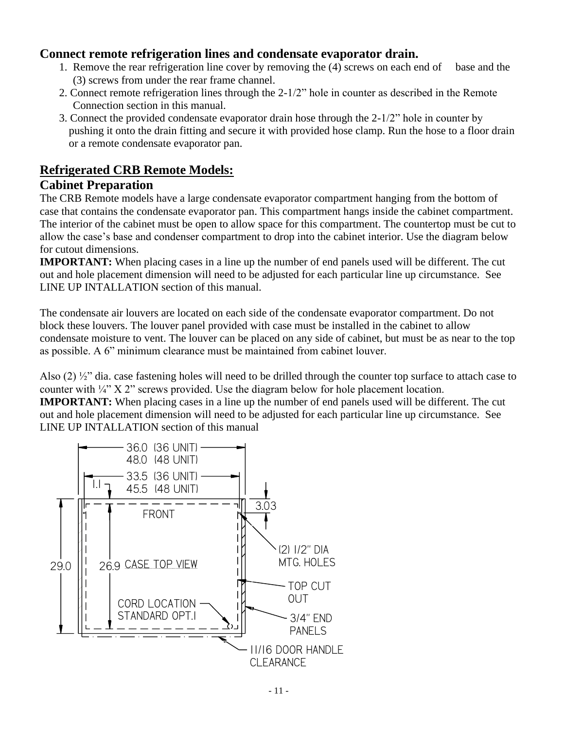## Connect remote refrigeration lines and condensate evaporator drain.

1. Remove the rear refrigeration line cover by removing the (4) screws on each end of base and the (3) screws from under the rear frame channel.
2. Connect remote refrigeration lines through the 2-1/2" hole in counter as described in the Remote Connection section in this manual.
3. Connect the provided condensate evaporator drain hose through the 2-1/2" hole in counter by pushing it onto the drain fitting and secure it with provided hose clamp. Run the hose to a floor drain or a remote condensate evaporator pan.

## Refrigerated CRB Remote Models:

### Cabinet Preparation

The CRB Remote models have a large condensate evaporator compartment hanging from the bottom of case that contains the condensate evaporator pan. This compartment hangs inside the cabinet compartment. The interior of the cabinet must be open to allow space for this compartment. The countertop must be cut to allow the case's base and condenser compartment to drop into the cabinet interior. Use the diagram below for cutout dimensions.

**IMPORTANT:** When placing cases in a line up the number of end panels used will be different. The cut out and hole placement dimension will need to be adjusted for each particular line up circumstance. See LINE UP INTALLATION section of this manual.

The condensate air louvers are located on each side of the condensate evaporator compartment. Do not block these louvers. The louver panel provided with case must be installed in the cabinet to allow condensate moisture to vent. The louver can be placed on any side of cabinet, but must be as near to the top as possible. A 6" minimum clearance must be maintained from cabinet louver.

Also (2) ½" dia. case fastening holes will need to be drilled through the counter top surface to attach case to counter with ¼" X 2" screws provided. Use the diagram below for hole placement location.

**IMPORTANT:** When placing cases in a line up the number of end panels used will be different. The cut out and hole placement dimension will need to be adjusted for each particular line up circumstance. See LINE UP INTALLATION section of this manual

36.0 (36 UNIT)
48.0 (48 UNIT)
33.5 (36 UNIT)
45.5 (48 UNIT)
1.1
3.03
FRONT
(2) 1/2" DIA MTG. HOLES
29.0
26.9 CASE TOP VIEW
TOP CUT OUT
CORD LOCATION STANDARD OPT.1
3/4" END PANELS
11/16 DOOR HANDLE CLEARANCE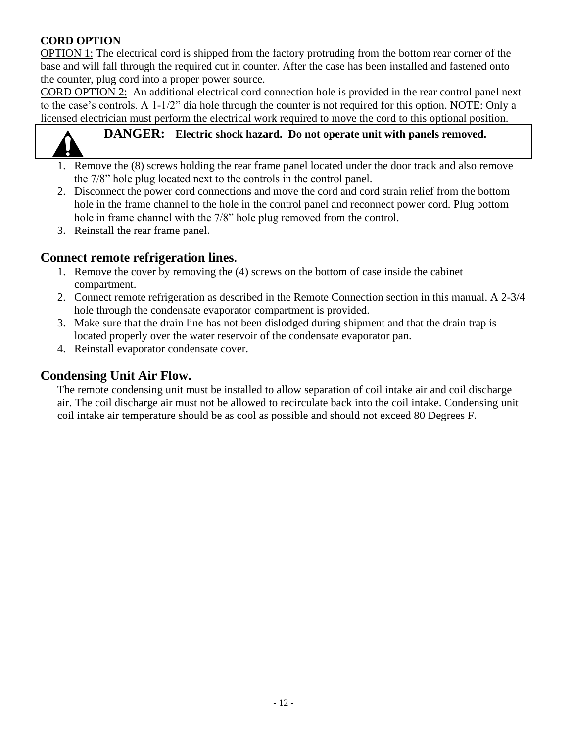**CORD OPTION**

OPTION 1: The electrical cord is shipped from the factory protruding from the bottom rear corner of the base and will fall through the required cut in counter. After the case has been installed and fastened onto the counter, plug cord into a proper power source.

CORD OPTION 2: An additional electrical cord connection hole is provided in the rear control panel next to the case's controls. A 1-1/2" dia hole through the counter is not required for this option. NOTE: Only a licensed electrician must perform the electrical work required to move the cord to this optional position.

**DANGER: Electric shock hazard. Do not operate unit with panels removed.**

1. Remove the (8) screws holding the rear frame panel located under the door track and also remove the 7/8" hole plug located next to the controls in the control panel.
2. Disconnect the power cord connections and move the cord and cord strain relief from the bottom hole in the frame channel to the hole in the control panel and reconnect power cord. Plug bottom hole in frame channel with the 7/8" hole plug removed from the control.
3. Reinstall the rear frame panel.

## Connect remote refrigeration lines.

1. Remove the cover by removing the (4) screws on the bottom of case inside the cabinet compartment.
2. Connect remote refrigeration as described in the Remote Connection section in this manual. A 2-3/4 hole through the condensate evaporator compartment is provided.
3. Make sure that the drain line has not been dislodged during shipment and that the drain trap is located properly over the water reservoir of the condensate evaporator pan.
4. Reinstall evaporator condensate cover.

## Condensing Unit Air Flow.

The remote condensing unit must be installed to allow separation of coil intake air and coil discharge air. The coil discharge air must not be allowed to recirculate back into the coil intake. Condensing unit coil intake air temperature should be as cool as possible and should not exceed 80 Degrees F.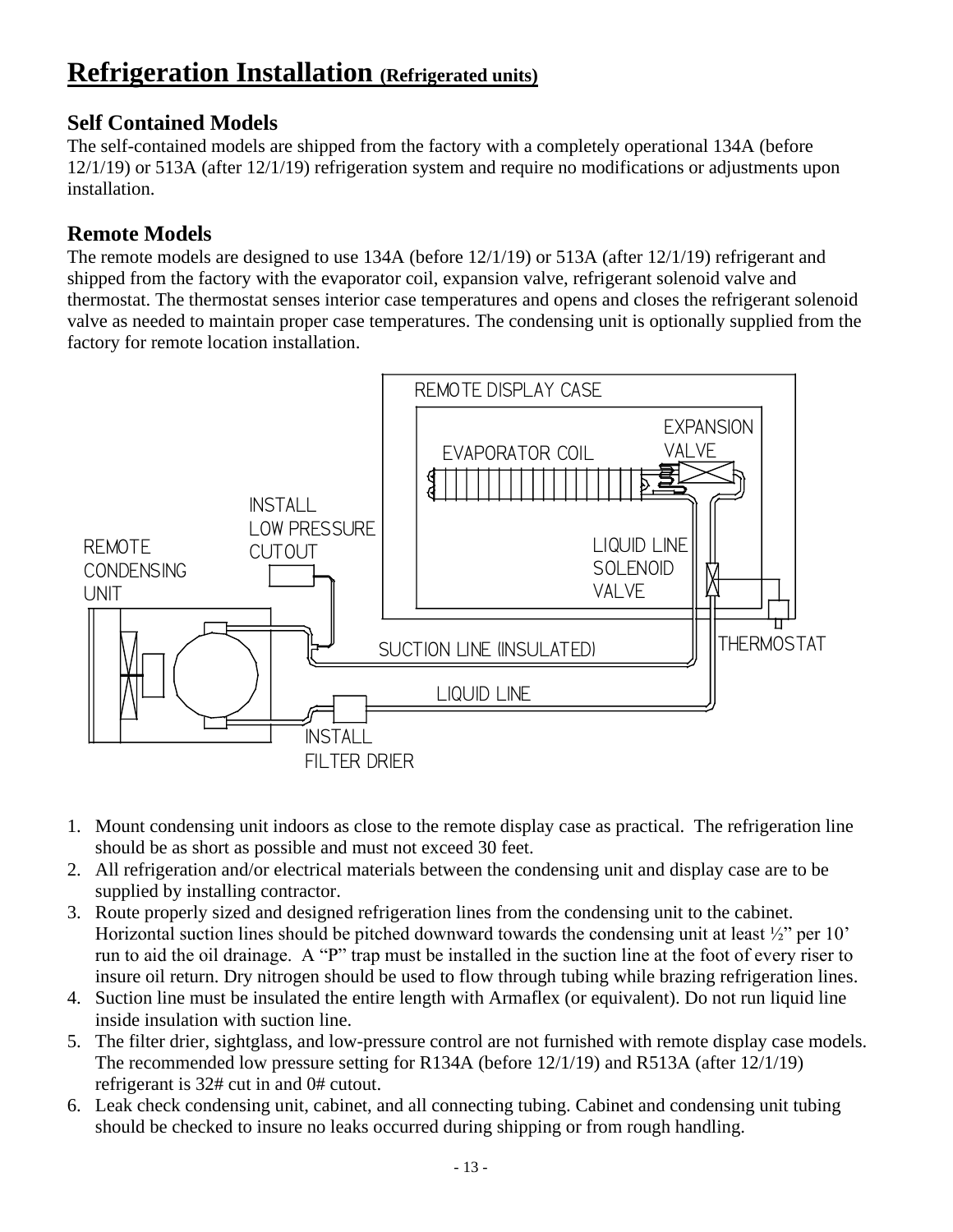# Refrigeration Installation (Refrigerated units)

## Self Contained Models

The self-contained models are shipped from the factory with a completely operational 134A (before 12/1/19) or 513A (after 12/1/19) refrigeration system and require no modifications or adjustments upon installation.

## Remote Models

The remote models are designed to use 134A (before 12/1/19) or 513A (after 12/1/19) refrigerant and shipped from the factory with the evaporator coil, expansion valve, refrigerant solenoid valve and thermostat. The thermostat senses interior case temperatures and opens and closes the refrigerant solenoid valve as needed to maintain proper case temperatures. The condensing unit is optionally supplied from the factory for remote location installation.

1. Mount condensing unit indoors as close to the remote display case as practical. The refrigeration line should be as short as possible and must not exceed 30 feet.
2. All refrigeration and/or electrical materials between the condensing unit and display case are to be supplied by installing contractor.
3. Route properly sized and designed refrigeration lines from the condensing unit to the cabinet. Horizontal suction lines should be pitched downward towards the condensing unit at least ½" per 10' run to aid the oil drainage. A "P" trap must be installed in the suction line at the foot of every riser to insure oil return. Dry nitrogen should be used to flow through tubing while brazing refrigeration lines.
4. Suction line must be insulated the entire length with Armaflex (or equivalent). Do not run liquid line inside insulation with suction line.
5. The filter drier, sightglass, and low-pressure control are not furnished with remote display case models. The recommended low pressure setting for R134A (before 12/1/19) and R513A (after 12/1/19) refrigerant is 32# cut in and 0# cutout.
6. Leak check condensing unit, cabinet, and all connecting tubing. Cabinet and condensing unit tubing should be checked to insure no leaks occurred during shipping or from rough handling.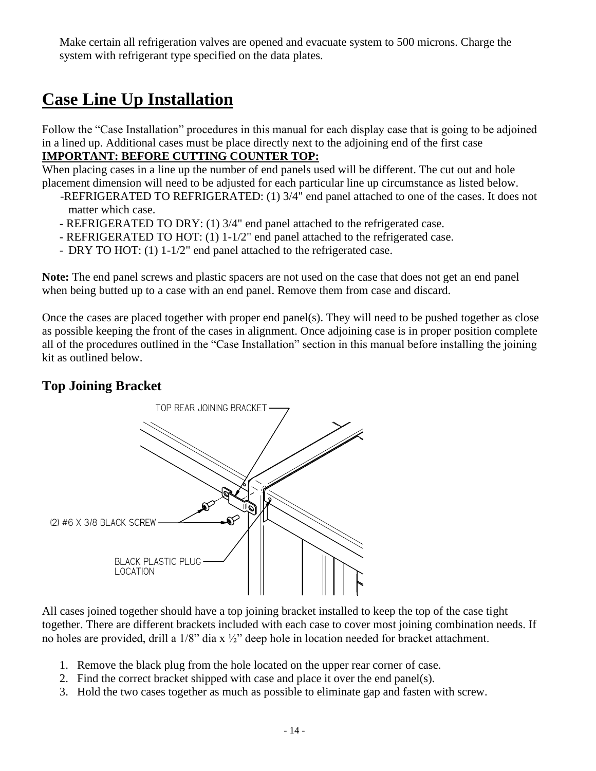Make certain all refrigeration valves are opened and evacuate system to 500 microns. Charge the system with refrigerant type specified on the data plates.

# Case Line Up Installation

Follow the "Case Installation" procedures in this manual for each display case that is going to be adjoined in a lined up. Additional cases must be place directly next to the adjoining end of the first case

**IMPORTANT: BEFORE CUTTING COUNTER TOP:**

When placing cases in a line up the number of end panels used will be different. The cut out and hole placement dimension will need to be adjusted for each particular line up circumstance as listed below.

- REFRIGERATED TO REFRIGERATED: (1) 3/4" end panel attached to one of the cases. It does not matter which case.
- REFRIGERATED TO DRY: (1) 3/4" end panel attached to the refrigerated case.
- REFRIGERATED TO HOT: (1) 1-1/2" end panel attached to the refrigerated case.
- DRY TO HOT: (1) 1-1/2" end panel attached to the refrigerated case.

**Note:** The end panel screws and plastic spacers are not used on the case that does not get an end panel when being butted up to a case with an end panel. Remove them from case and discard.

Once the cases are placed together with proper end panel(s). They will need to be pushed together as close as possible keeping the front of the cases in alignment. Once adjoining case is in proper position complete all of the procedures outlined in the "Case Installation" section in this manual before installing the joining kit as outlined below.

## Top Joining Bracket

TOP REAR JOINING BRACKET

(2) #6 X 3/8 BLACK SCREW

BLACK PLASTIC PLUG LOCATION

All cases joined together should have a top joining bracket installed to keep the top of the case tight together. There are different brackets included with each case to cover most joining combination needs. If no holes are provided, drill a 1/8" dia x ½" deep hole in location needed for bracket attachment.

1. Remove the black plug from the hole located on the upper rear corner of case.
2. Find the correct bracket shipped with case and place it over the end panel(s).
3. Hold the two cases together as much as possible to eliminate gap and fasten with screw.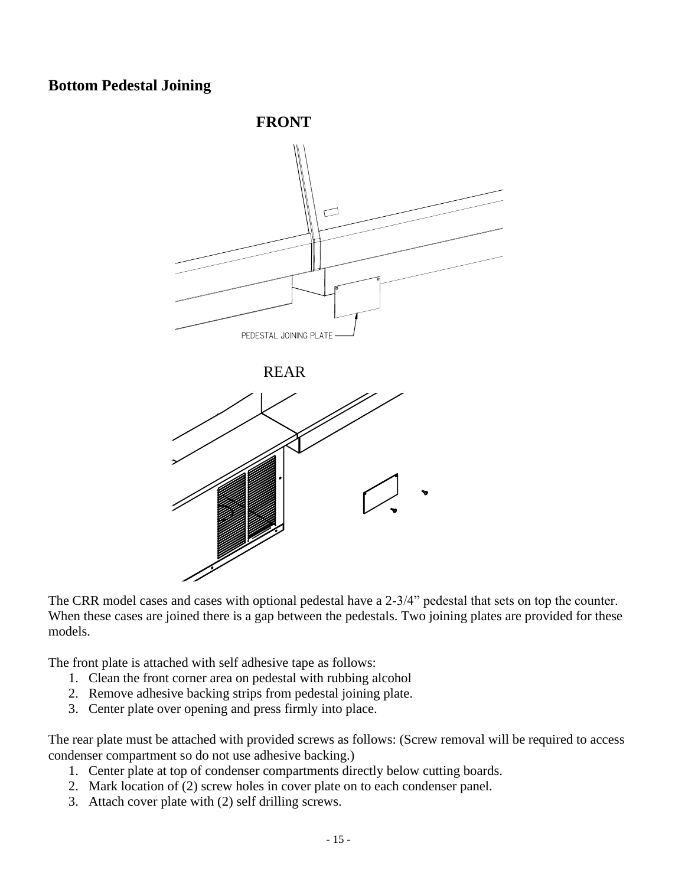## Bottom Pedestal Joining

**FRONT**

PEDESTAL JOINING PLATE

REAR

The CRR model cases and cases with optional pedestal have a 2-3/4" pedestal that sets on top the counter. When these cases are joined there is a gap between the pedestals. Two joining plates are provided for these models.

The front plate is attached with self adhesive tape as follows:

1. Clean the front corner area on pedestal with rubbing alcohol
2. Remove adhesive backing strips from pedestal joining plate.
3. Center plate over opening and press firmly into place.

The rear plate must be attached with provided screws as follows: (Screw removal will be required to access condenser compartment so do not use adhesive backing.)

1. Center plate at top of condenser compartments directly below cutting boards.
2. Mark location of (2) screw holes in cover plate on to each condenser panel.
3. Attach cover plate with (2) self drilling screws.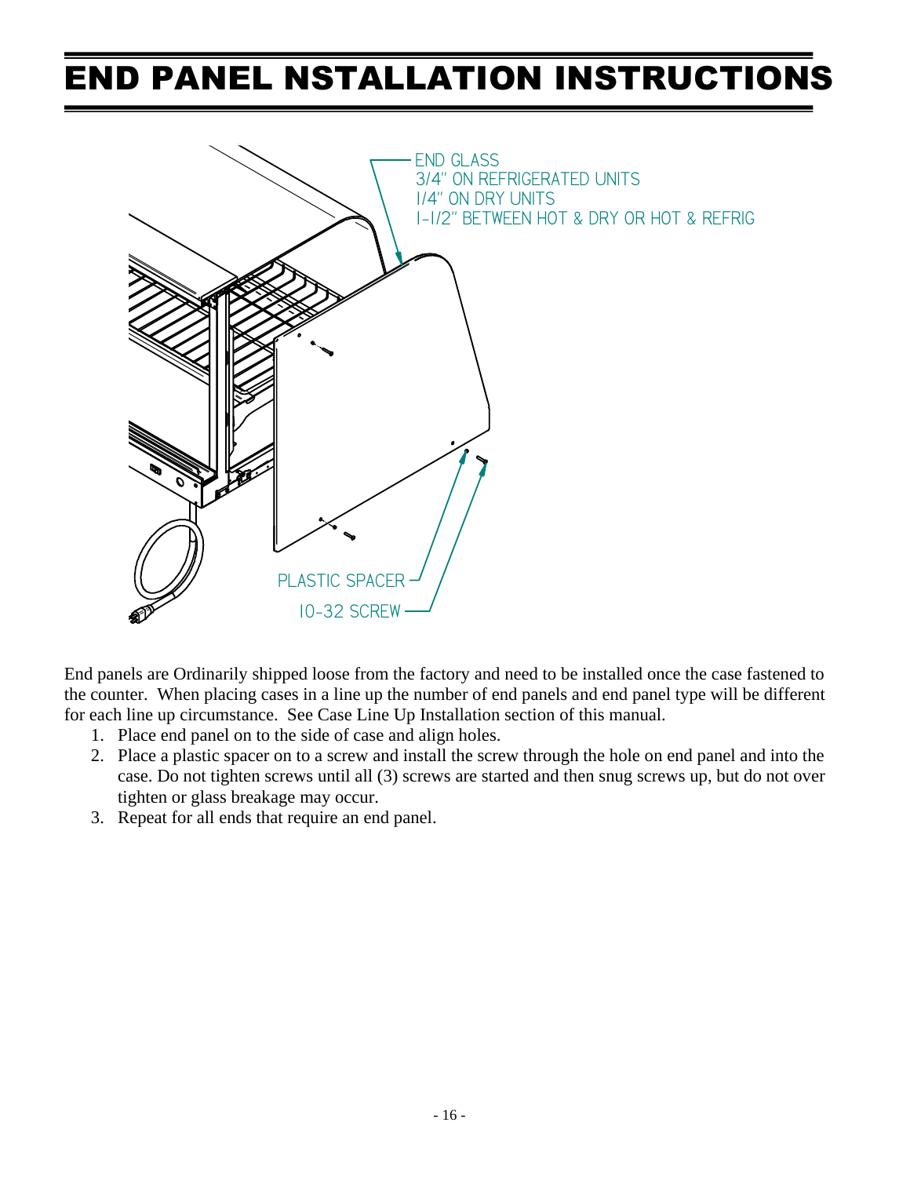# END PANEL NSTALLATION INSTRUCTIONS

END GLASS
3/4" ON REFRIGERATED UNITS
1/4" ON DRY UNITS
1-1/2" BETWEEN HOT & DRY OR HOT & REFRIG

PLASTIC SPACER

10-32 SCREW

End panels are Ordinarily shipped loose from the factory and need to be installed once the case fastened to the counter. When placing cases in a line up the number of end panels and end panel type will be different for each line up circumstance. See Case Line Up Installation section of this manual.

1. Place end panel on to the side of case and align holes.
2. Place a plastic spacer on to a screw and install the screw through the hole on end panel and into the case. Do not tighten screws until all (3) screws are started and then snug screws up, but do not over tighten or glass breakage may occur.
3. Repeat for all ends that require an end panel.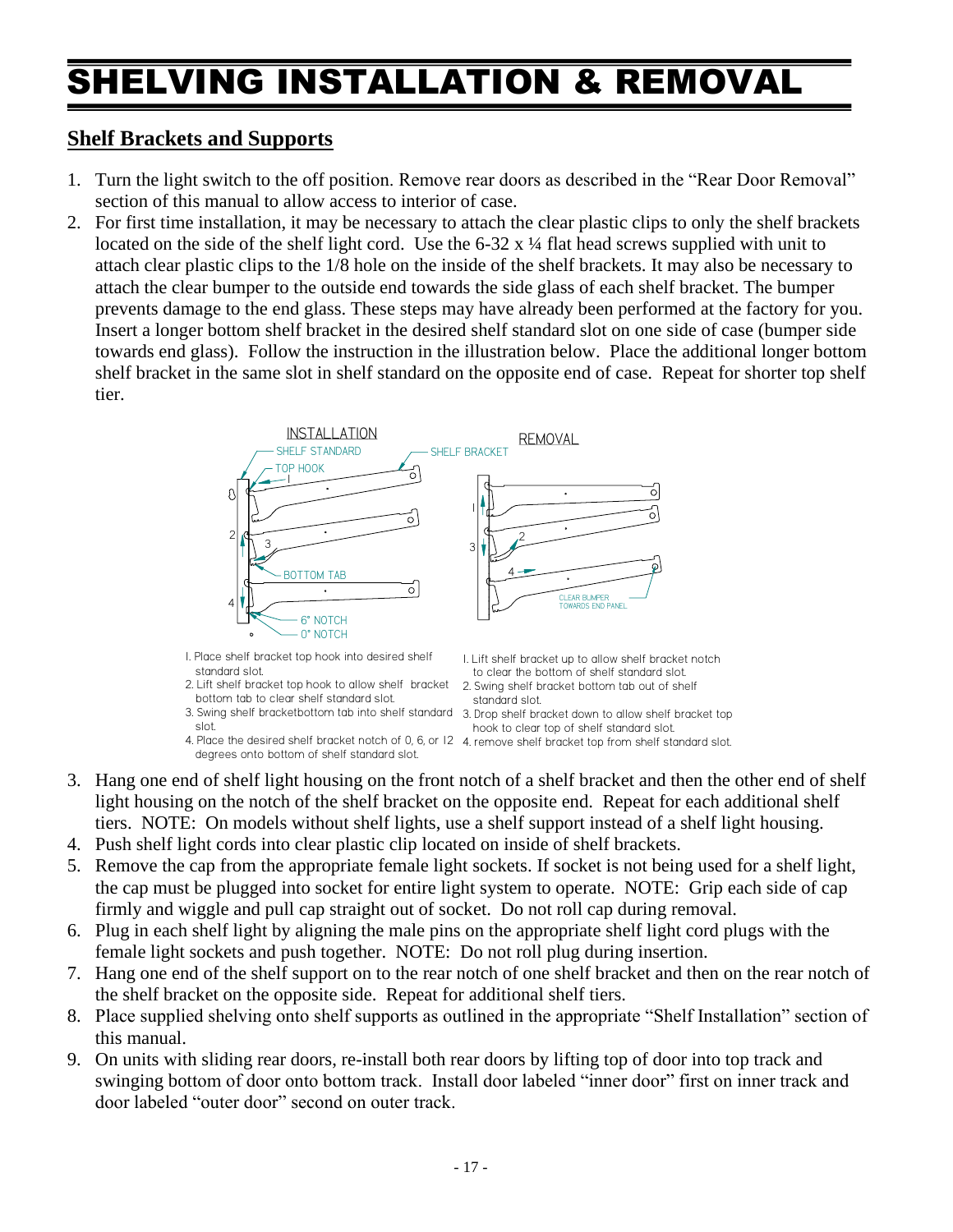# SHELVING INSTALLATION & REMOVAL

## Shelf Brackets and Supports

1. Turn the light switch to the off position. Remove rear doors as described in the "Rear Door Removal" section of this manual to allow access to interior of case.
2. For first time installation, it may be necessary to attach the clear plastic clips to only the shelf brackets located on the side of the shelf light cord. Use the 6-32 x ¼ flat head screws supplied with unit to attach clear plastic clips to the 1/8 hole on the inside of the shelf brackets. It may also be necessary to attach the clear bumper to the outside end towards the side glass of each shelf bracket. The bumper prevents damage to the end glass. These steps may have already been performed at the factory for you. Insert a longer bottom shelf bracket in the desired shelf standard slot on one side of case (bumper side towards end glass). Follow the instruction in the illustration below. Place the additional longer bottom shelf bracket in the same slot in shelf standard on the opposite end of case. Repeat for shorter top shelf tier.

INSTALLATION

1. Place shelf bracket top hook into desired shelf standard slot.
2. Lift shelf bracket top hook to allow shelf bracket bottom tab to clear shelf standard slot.
3. Swing shelf bracketbottom tab into shelf standard slot.
4. Place the desired shelf bracket notch of 0, 6, or 12 degrees onto bottom of shelf standard slot.

REMOVAL

1. Lift shelf bracket up to allow shelf bracket notch to clear the bottom of shelf standard slot.
2. Swing shelf bracket bottom tab out of shelf standard slot.
3. Drop shelf bracket down to allow shelf bracket top hook to clear top of shelf standard slot.
4. remove shelf bracket top from shelf standard slot.

3. Hang one end of shelf light housing on the front notch of a shelf bracket and then the other end of shelf light housing on the notch of the shelf bracket on the opposite end. Repeat for each additional shelf tiers. NOTE: On models without shelf lights, use a shelf support instead of a shelf light housing.
4. Push shelf light cords into clear plastic clip located on inside of shelf brackets.
5. Remove the cap from the appropriate female light sockets. If socket is not being used for a shelf light, the cap must be plugged into socket for entire light system to operate. NOTE: Grip each side of cap firmly and wiggle and pull cap straight out of socket. Do not roll cap during removal.
6. Plug in each shelf light by aligning the male pins on the appropriate shelf light cord plugs with the female light sockets and push together. NOTE: Do not roll plug during insertion.
7. Hang one end of the shelf support on to the rear notch of one shelf bracket and then on the rear notch of the shelf bracket on the opposite side. Repeat for additional shelf tiers.
8. Place supplied shelving onto shelf supports as outlined in the appropriate "Shelf Installation" section of this manual.
9. On units with sliding rear doors, re-install both rear doors by lifting top of door into top track and swinging bottom of door onto bottom track. Install door labeled "inner door" first on inner track and door labeled "outer door" second on outer track.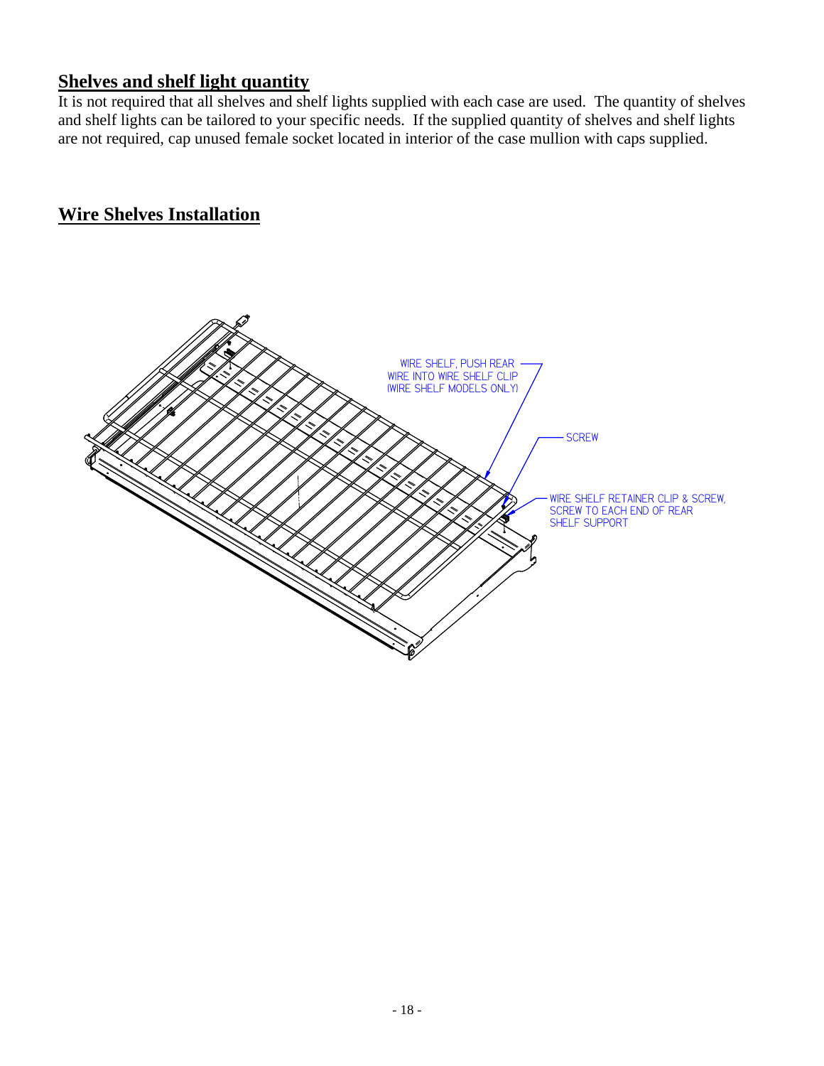## Shelves and shelf light quantity

It is not required that all shelves and shelf lights supplied with each case are used. The quantity of shelves and shelf lights can be tailored to your specific needs. If the supplied quantity of shelves and shelf lights are not required, cap unused female socket located in interior of the case mullion with caps supplied.

## Wire Shelves Installation

WIRE SHELF, PUSH REAR WIRE INTO WIRE SHELF CLIP (WIRE SHELF MODELS ONLY)

SCREW

WIRE SHELF RETAINER CLIP & SCREW, SCREW TO EACH END OF REAR SHELF SUPPORT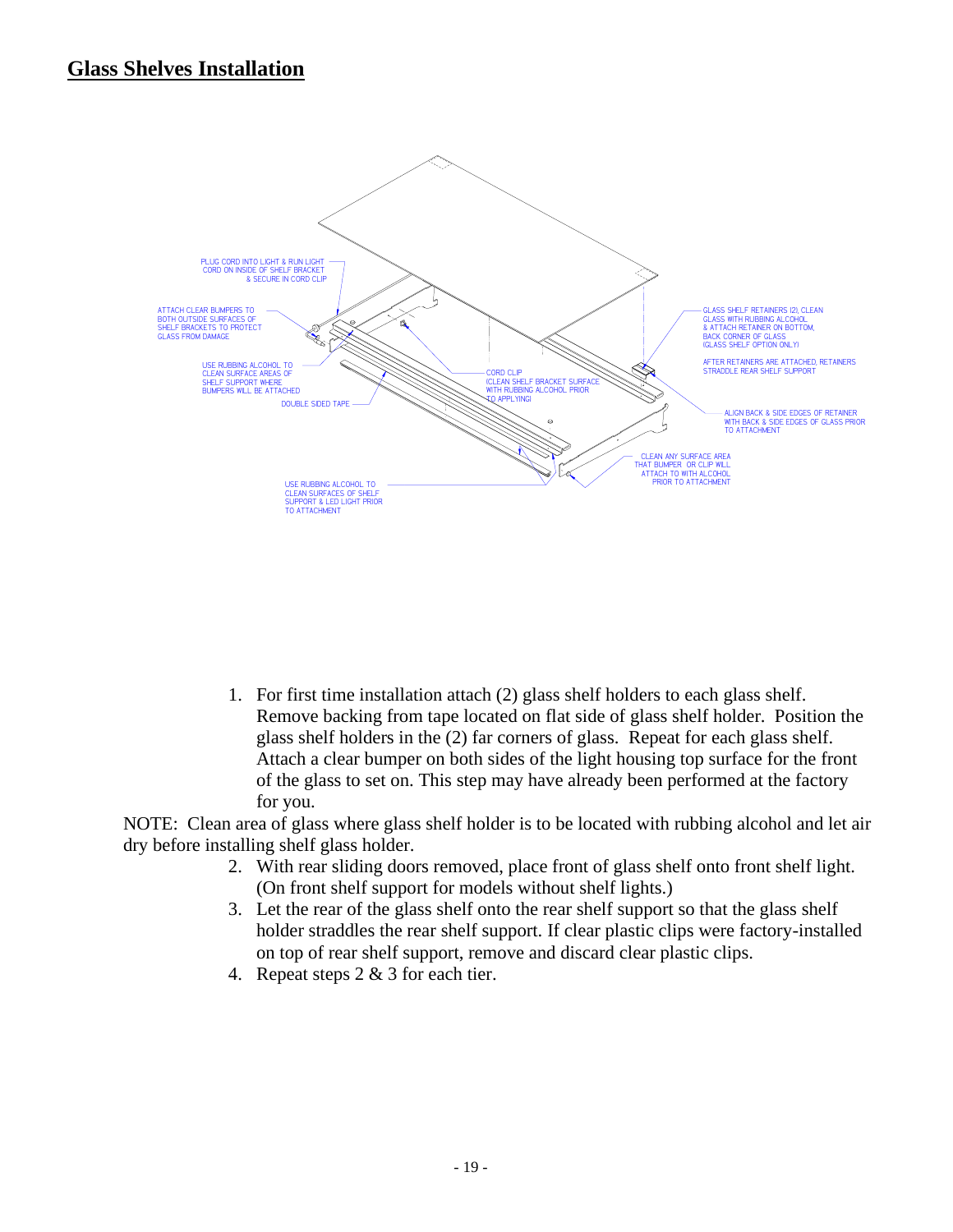## Glass Shelves Installation

1. For first time installation attach (2) glass shelf holders to each glass shelf. Remove backing from tape located on flat side of glass shelf holder. Position the glass shelf holders in the (2) far corners of glass. Repeat for each glass shelf. Attach a clear bumper on both sides of the light housing top surface for the front of the glass to set on. This step may have already been performed at the factory for you.

NOTE: Clean area of glass where glass shelf holder is to be located with rubbing alcohol and let air dry before installing shelf glass holder.

2. With rear sliding doors removed, place front of glass shelf onto front shelf light. (On front shelf support for models without shelf lights.)
3. Let the rear of the glass shelf onto the rear shelf support so that the glass shelf holder straddles the rear shelf support. If clear plastic clips were factory-installed on top of rear shelf support, remove and discard clear plastic clips.
4. Repeat steps 2 & 3 for each tier.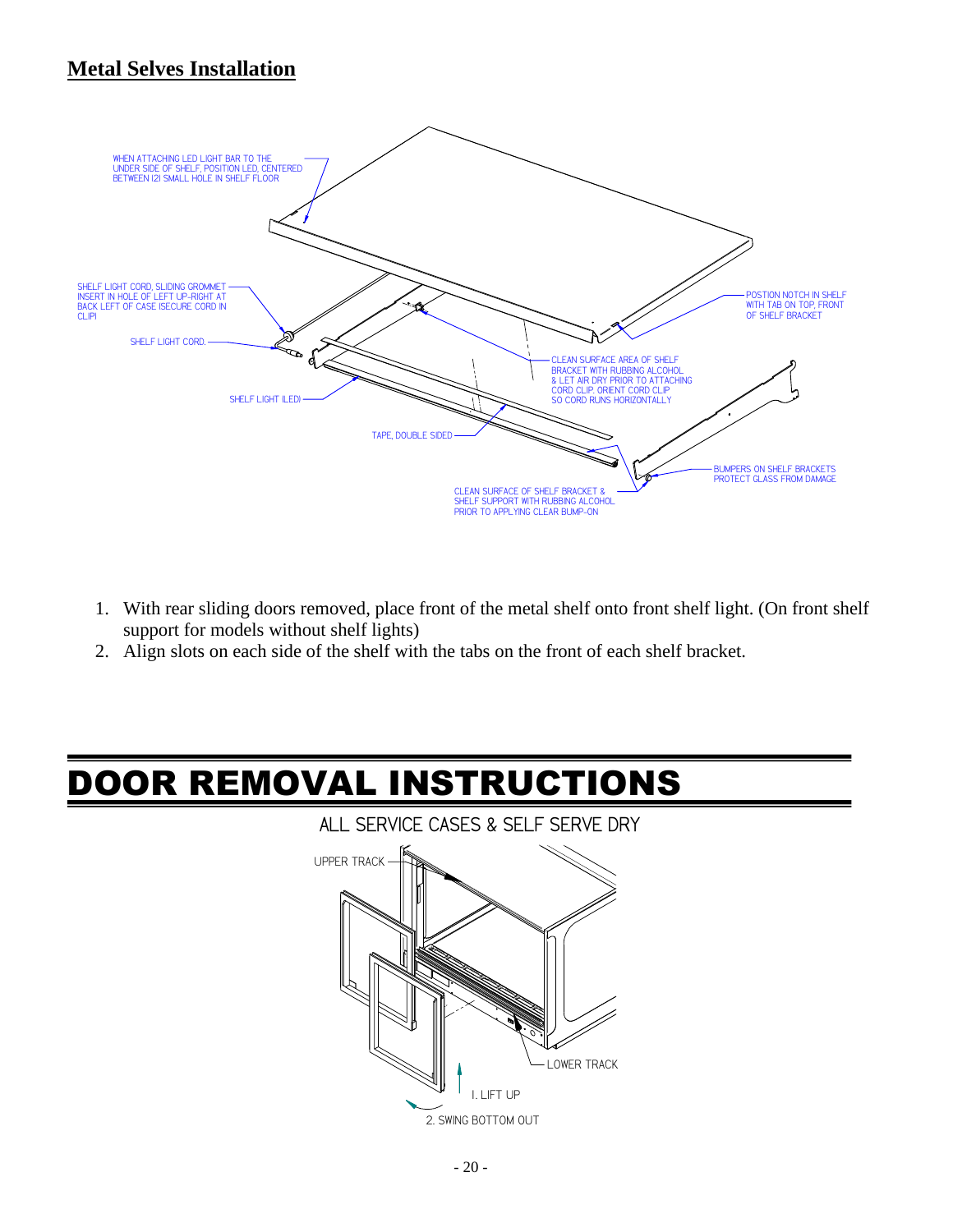## Metal Selves Installation

WHEN ATTACHING LED LIGHT BAR TO THE UNDER SIDE OF SHELF, POSITION LED, CENTERED BETWEEN (2) SMALL HOLE IN SHELF FLOOR

SHELF LIGHT CORD, SLIDING GROMMET INSERT IN HOLE OF LEFT UP-RIGHT AT BACK LEFT OF CASE (SECURE CORD IN CLIP)

SHELF LIGHT CORD.

SHELF LIGHT (LED)

TAPE, DOUBLE SIDED

POSTION NOTCH IN SHELF WITH TAB ON TOP, FRONT OF SHELF BRACKET

CLEAN SURFACE AREA OF SHELF BRACKET WITH RUBBING ALCOHOL & LET AIR DRY PRIOR TO ATTACHING CORD CLIP. ORIENT CORD CLIP SO CORD RUNS HORIZONTALLY

BUMPERS ON SHELF BRACKETS PROTECT GLASS FROM DAMAGE

CLEAN SURFACE OF SHELF BRACKET & SHELF SUPPORT WITH RUBBING ALCOHOL PRIOR TO APPLYING CLEAR BUMP-ON

1. With rear sliding doors removed, place front of the metal shelf onto front shelf light. (On front shelf support for models without shelf lights)
2. Align slots on each side of the shelf with the tabs on the front of each shelf bracket.

# DOOR REMOVAL INSTRUCTIONS

ALL SERVICE CASES & SELF SERVE DRY

UPPER TRACK

LOWER TRACK

1. LIFT UP

2. SWING BOTTOM OUT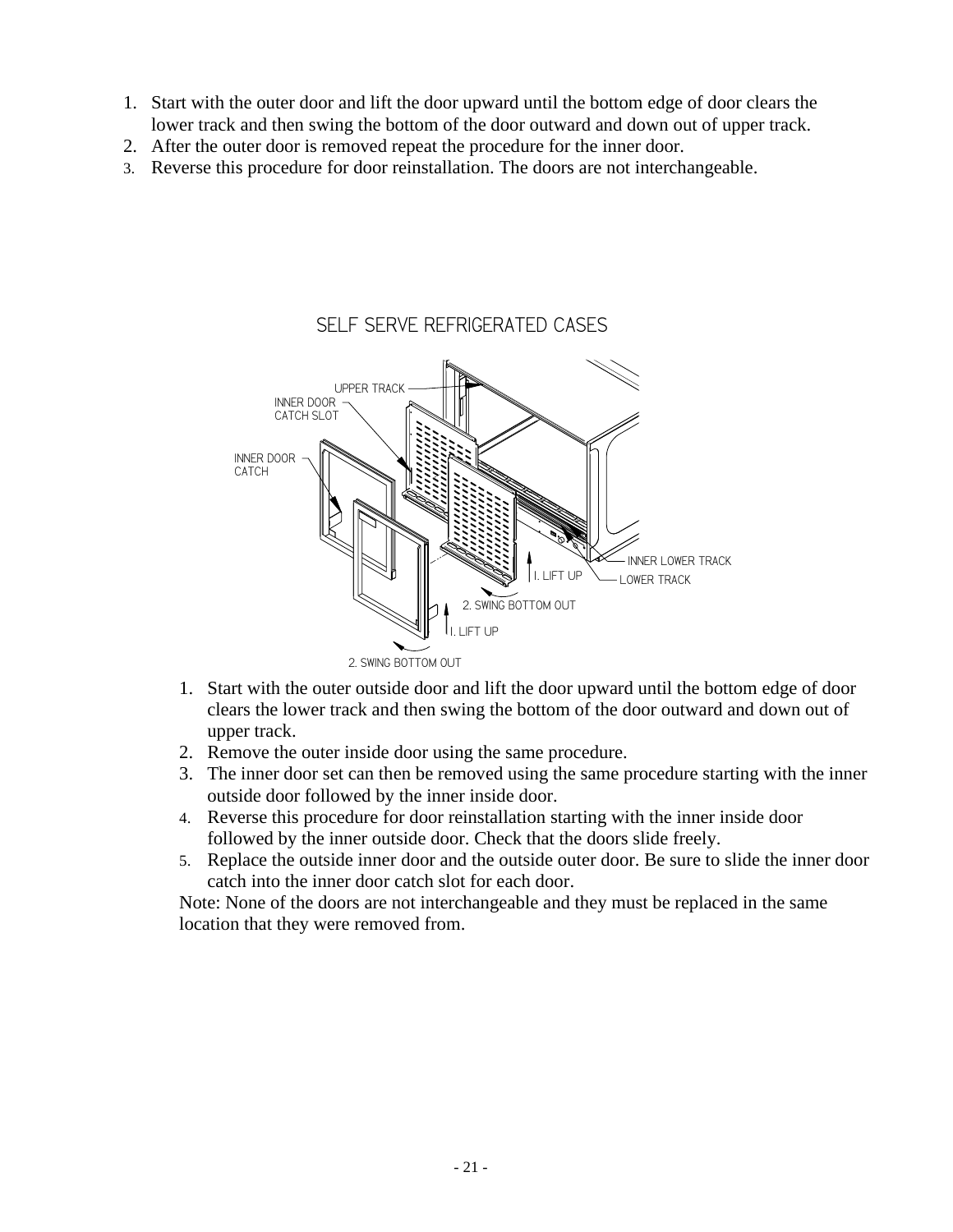1. Start with the outer door and lift the door upward until the bottom edge of door clears the lower track and then swing the bottom of the door outward and down out of upper track.
2. After the outer door is removed repeat the procedure for the inner door.
3. Reverse this procedure for door reinstallation. The doors are not interchangeable.

SELF SERVE REFRIGERATED CASES

UPPER TRACK
INNER DOOR CATCH SLOT
INNER DOOR CATCH
INNER LOWER TRACK
LOWER TRACK
1. LIFT UP
2. SWING BOTTOM OUT
1. LIFT UP
2. SWING BOTTOM OUT

1. Start with the outer outside door and lift the door upward until the bottom edge of door clears the lower track and then swing the bottom of the door outward and down out of upper track.
2. Remove the outer inside door using the same procedure.
3. The inner door set can then be removed using the same procedure starting with the inner outside door followed by the inner inside door.
4. Reverse this procedure for door reinstallation starting with the inner inside door followed by the inner outside door. Check that the doors slide freely.
5. Replace the outside inner door and the outside outer door. Be sure to slide the inner door catch into the inner door catch slot for each door.

Note: None of the doors are not interchangeable and they must be replaced in the same location that they were removed from.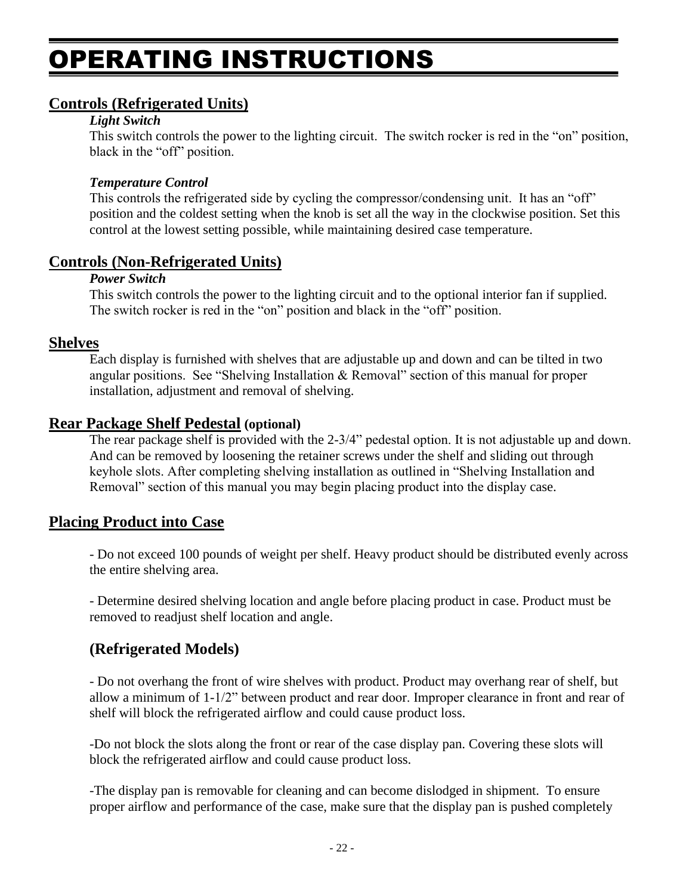# OPERATING INSTRUCTIONS

## Controls (Refrigerated Units)

***Light Switch***

This switch controls the power to the lighting circuit.  The switch rocker is red in the "on" position, black in the "off" position.

***Temperature Control***

This controls the refrigerated side by cycling the compressor/condensing unit.  It has an "off" position and the coldest setting when the knob is set all the way in the clockwise position. Set this control at the lowest setting possible, while maintaining desired case temperature.

## Controls (Non-Refrigerated Units)

***Power Switch***

This switch controls the power to the lighting circuit and to the optional interior fan if supplied. The switch rocker is red in the "on" position and black in the "off" position.

## Shelves

Each display is furnished with shelves that are adjustable up and down and can be tilted in two angular positions.  See "Shelving Installation & Removal" section of this manual for proper installation, adjustment and removal of shelving.

## Rear Package Shelf Pedestal **(optional)**

The rear package shelf is provided with the 2-3/4" pedestal option. It is not adjustable up and down. And can be removed by loosening the retainer screws under the shelf and sliding out through keyhole slots. After completing shelving installation as outlined in "Shelving Installation and Removal" section of this manual you may begin placing product into the display case.

## Placing Product into Case

- Do not exceed 100 pounds of weight per shelf. Heavy product should be distributed evenly across the entire shelving area.

- Determine desired shelving location and angle before placing product in case. Product must be removed to readjust shelf location and angle.

### (Refrigerated Models)

- Do not overhang the front of wire shelves with product. Product may overhang rear of shelf, but allow a minimum of 1-1/2" between product and rear door. Improper clearance in front and rear of shelf will block the refrigerated airflow and could cause product loss.

-Do not block the slots along the front or rear of the case display pan. Covering these slots will block the refrigerated airflow and could cause product loss.

-The display pan is removable for cleaning and can become dislodged in shipment.  To ensure proper airflow and performance of the case, make sure that the display pan is pushed completely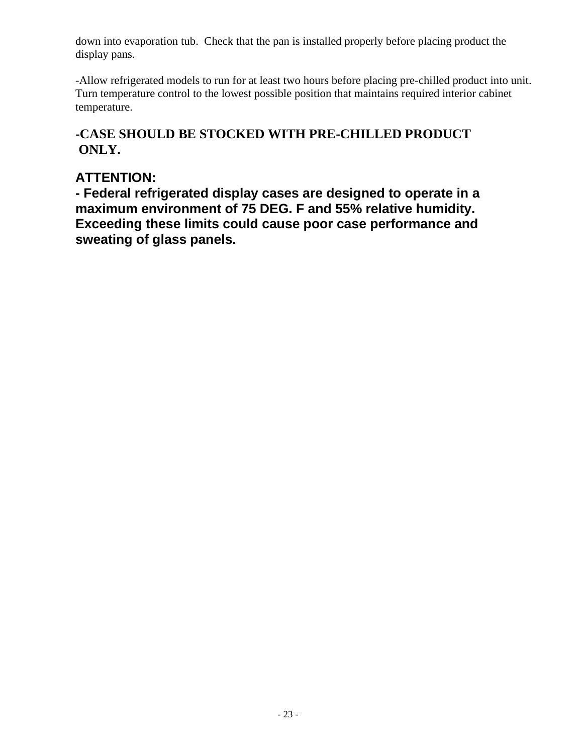down into evaporation tub. Check that the pan is installed properly before placing product the display pans.

-Allow refrigerated models to run for at least two hours before placing pre-chilled product into unit. Turn temperature control to the lowest possible position that maintains required interior cabinet temperature.

**-CASE SHOULD BE STOCKED WITH PRE-CHILLED PRODUCT ONLY.**

**ATTENTION:**

**- Federal refrigerated display cases are designed to operate in a maximum environment of 75 DEG. F and 55% relative humidity. Exceeding these limits could cause poor case performance and sweating of glass panels.**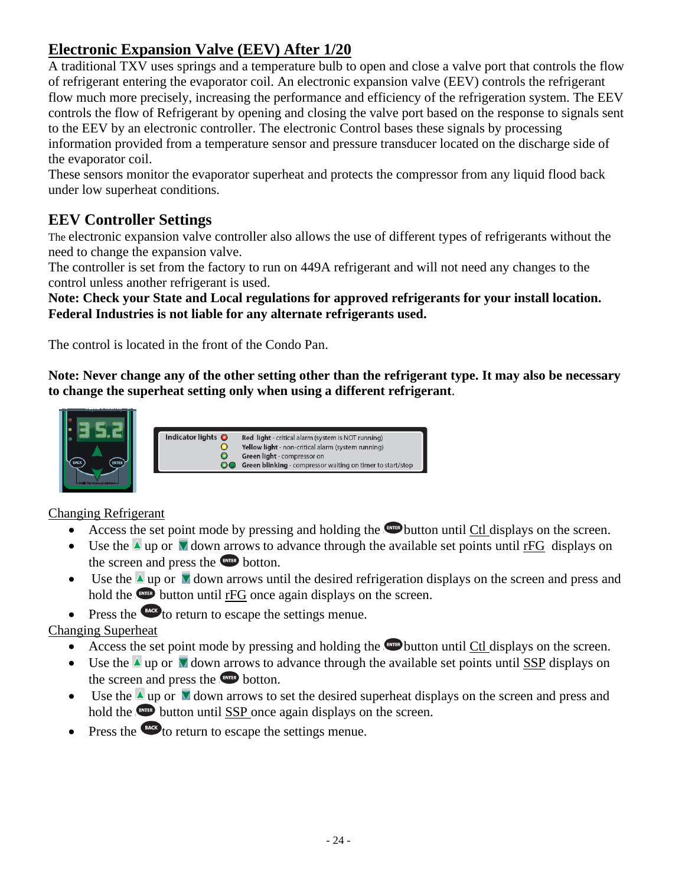## Electronic Expansion Valve (EEV) After 1/20

A traditional TXV uses springs and a temperature bulb to open and close a valve port that controls the flow of refrigerant entering the evaporator coil. An electronic expansion valve (EEV) controls the refrigerant flow much more precisely, increasing the performance and efficiency of the refrigeration system. The EEV controls the flow of Refrigerant by opening and closing the valve port based on the response to signals sent to the EEV by an electronic controller. The electronic Control bases these signals by processing information provided from a temperature sensor and pressure transducer located on the discharge side of the evaporator coil.

These sensors monitor the evaporator superheat and protects the compressor from any liquid flood back under low superheat conditions.

## EEV Controller Settings

The electronic expansion valve controller also allows the use of different types of refrigerants without the need to change the expansion valve.

The controller is set from the factory to run on 449A refrigerant and will not need any changes to the control unless another refrigerant is used.

**Note: Check your State and Local regulations for approved refrigerants for your install location. Federal Industries is not liable for any alternate refrigerants used.**

The control is located in the front of the Condo Pan.

**Note: Never change any of the other setting other than the refrigerant type. It may also be necessary to change the superheat setting only when using a different refrigerant**.

Indicator lights
- **Red light** - critical alarm (system is NOT running)
- **Yellow light** - non-critical alarm (system running)
- **Green light** - compressor on
- **Green blinking** - compressor waiting on timer to start/stop

<u>Changing Refrigerant</u>

- Access the set point mode by pressing and holding the ENTER button until <u>Ctl</u> displays on the screen.
- Use the up or down arrows to advance through the available set points until <u>rFG</u> displays on the screen and press the ENTER botton.
- Use the up or down arrows until the desired refrigeration displays on the screen and press and hold the ENTER button until <u>rFG</u> once again displays on the screen.
- Press the BACK to return to escape the settings menue.

<u>Changing Superheat</u>

- Access the set point mode by pressing and holding the ENTER button until <u>Ctl</u> displays on the screen.
- Use the up or down arrows to advance through the available set points until <u>SSP</u> displays on the screen and press the ENTER botton.
- Use the up or down arrows to set the desired superheat displays on the screen and press and hold the ENTER button until <u>SSP</u> once again displays on the screen.
- Press the BACK to return to escape the settings menue.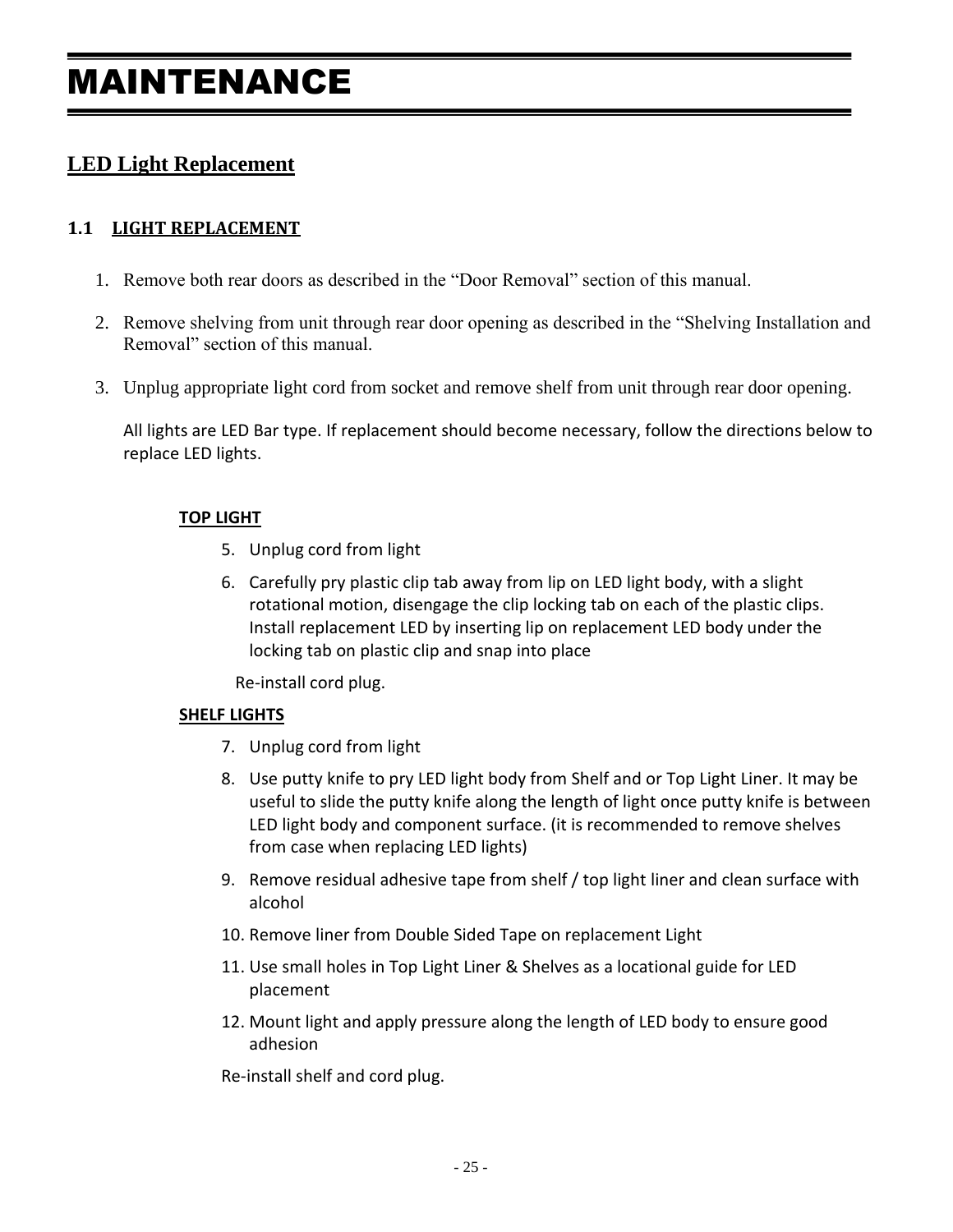# MAINTENANCE

## LED Light Replacement

### 1.1 LIGHT REPLACEMENT

1. Remove both rear doors as described in the “Door Removal” section of this manual.
2. Remove shelving from unit through rear door opening as described in the “Shelving Installation and Removal” section of this manual.
3. Unplug appropriate light cord from socket and remove shelf from unit through rear door opening.

All lights are LED Bar type. If replacement should become necessary, follow the directions below to replace LED lights.

**TOP LIGHT**

5. Unplug cord from light
6. Carefully pry plastic clip tab away from lip on LED light body, with a slight rotational motion, disengage the clip locking tab on each of the plastic clips. Install replacement LED by inserting lip on replacement LED body under the locking tab on plastic clip and snap into place

Re-install cord plug.

**SHELF LIGHTS**

7. Unplug cord from light
8. Use putty knife to pry LED light body from Shelf and or Top Light Liner. It may be useful to slide the putty knife along the length of light once putty knife is between LED light body and component surface. (it is recommended to remove shelves from case when replacing LED lights)
9. Remove residual adhesive tape from shelf / top light liner and clean surface with alcohol
10. Remove liner from Double Sided Tape on replacement Light
11. Use small holes in Top Light Liner & Shelves as a locational guide for LED placement
12. Mount light and apply pressure along the length of LED body to ensure good adhesion

Re-install shelf and cord plug.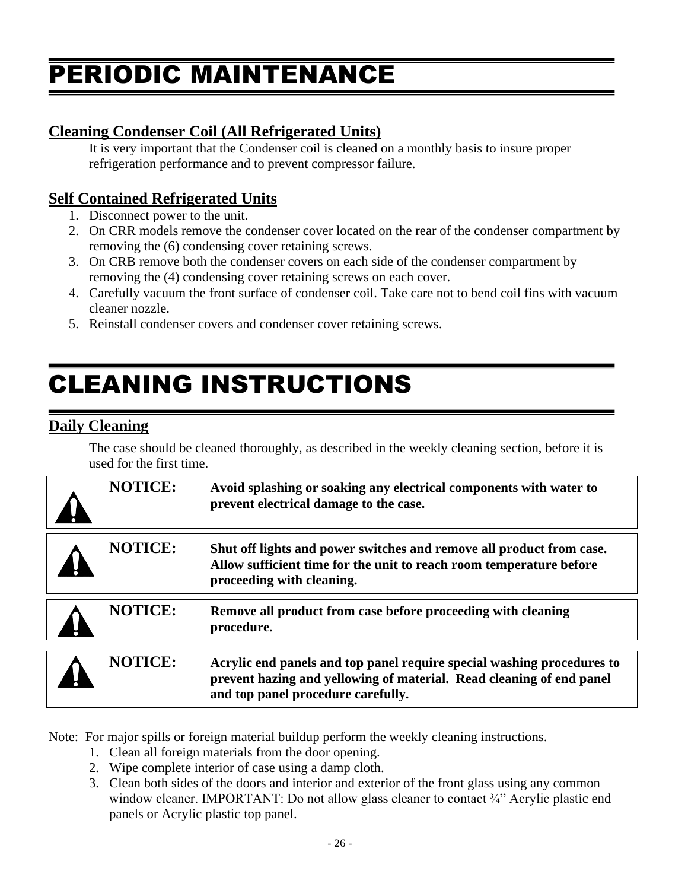# PERIODIC MAINTENANCE

## Cleaning Condenser Coil (All Refrigerated Units)

It is very important that the Condenser coil is cleaned on a monthly basis to insure proper refrigeration performance and to prevent compressor failure.

## Self Contained Refrigerated Units

1. Disconnect power to the unit.
2. On CRR models remove the condenser cover located on the rear of the condenser compartment by removing the (6) condensing cover retaining screws.
3. On CRB remove both the condenser covers on each side of the condenser compartment by removing the (4) condensing cover retaining screws on each cover.
4. Carefully vacuum the front surface of condenser coil. Take care not to bend coil fins with vacuum cleaner nozzle.
5. Reinstall condenser covers and condenser cover retaining screws.

# CLEANING INSTRUCTIONS

## Daily Cleaning

The case should be cleaned thoroughly, as described in the weekly cleaning section, before it is used for the first time.

> **NOTICE:** **Avoid splashing or soaking any electrical components with water to prevent electrical damage to the case.**

> **NOTICE:** **Shut off lights and power switches and remove all product from case. Allow sufficient time for the unit to reach room temperature before proceeding with cleaning.**

> **NOTICE:** **Remove all product from case before proceeding with cleaning procedure.**

> **NOTICE:** **Acrylic end panels and top panel require special washing procedures to prevent hazing and yellowing of material. Read cleaning of end panel and top panel procedure carefully.**

Note: For major spills or foreign material buildup perform the weekly cleaning instructions.

1. Clean all foreign materials from the door opening.
2. Wipe complete interior of case using a damp cloth.
3. Clean both sides of the doors and interior and exterior of the front glass using any common window cleaner. IMPORTANT: Do not allow glass cleaner to contact ¾” Acrylic plastic end panels or Acrylic plastic top panel.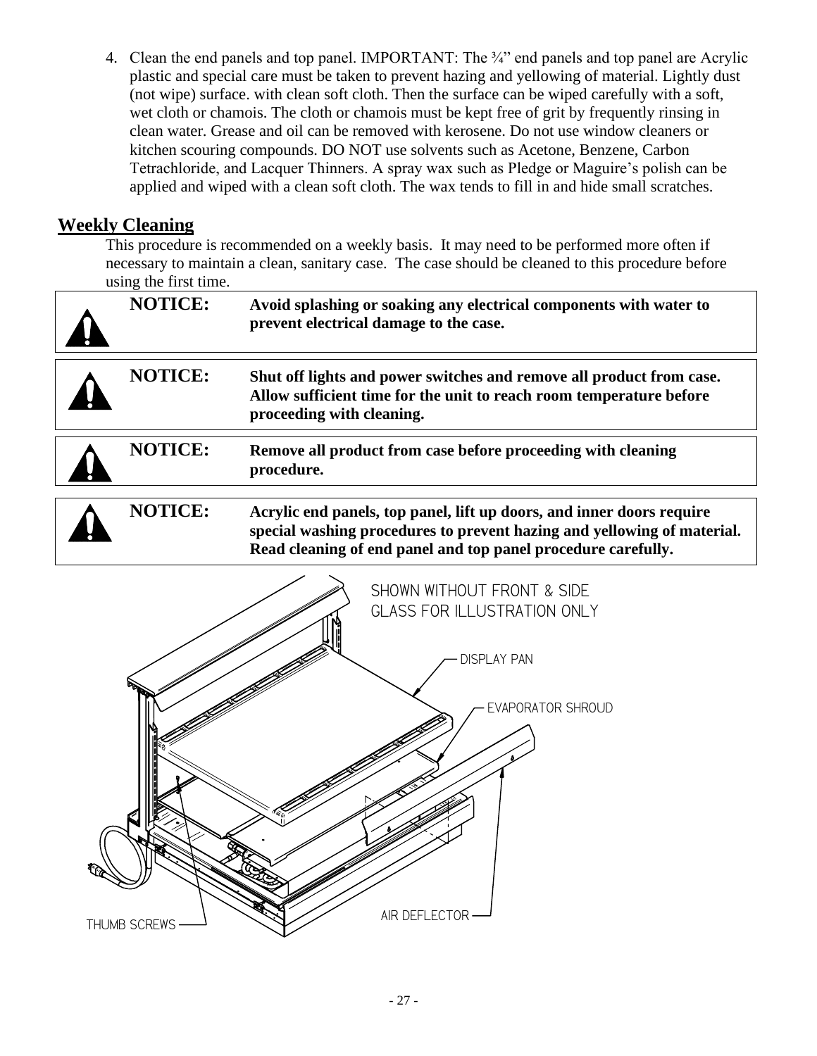4. Clean the end panels and top panel. IMPORTANT: The ¾" end panels and top panel are Acrylic plastic and special care must be taken to prevent hazing and yellowing of material. Lightly dust (not wipe) surface. with clean soft cloth. Then the surface can be wiped carefully with a soft, wet cloth or chamois. The cloth or chamois must be kept free of grit by frequently rinsing in clean water. Grease and oil can be removed with kerosene. Do not use window cleaners or kitchen scouring compounds. DO NOT use solvents such as Acetone, Benzene, Carbon Tetrachloride, and Lacquer Thinners. A spray wax such as Pledge or Maguire's polish can be applied and wiped with a clean soft cloth. The wax tends to fill in and hide small scratches.

## Weekly Cleaning

This procedure is recommended on a weekly basis. It may need to be performed more often if necessary to maintain a clean, sanitary case. The case should be cleaned to this procedure before using the first time.

> **NOTICE:** **Avoid splashing or soaking any electrical components with water to prevent electrical damage to the case.**

> **NOTICE:** **Shut off lights and power switches and remove all product from case. Allow sufficient time for the unit to reach room temperature before proceeding with cleaning.**

> **NOTICE:** **Remove all product from case before proceeding with cleaning procedure.**

> **NOTICE:** **Acrylic end panels, top panel, lift up doors, and inner doors require special washing procedures to prevent hazing and yellowing of material. Read cleaning of end panel and top panel procedure carefully.**

SHOWN WITHOUT FRONT & SIDE GLASS FOR ILLUSTRATION ONLY

DISPLAY PAN

EVAPORATOR SHROUD

THUMB SCREWS

AIR DEFLECTOR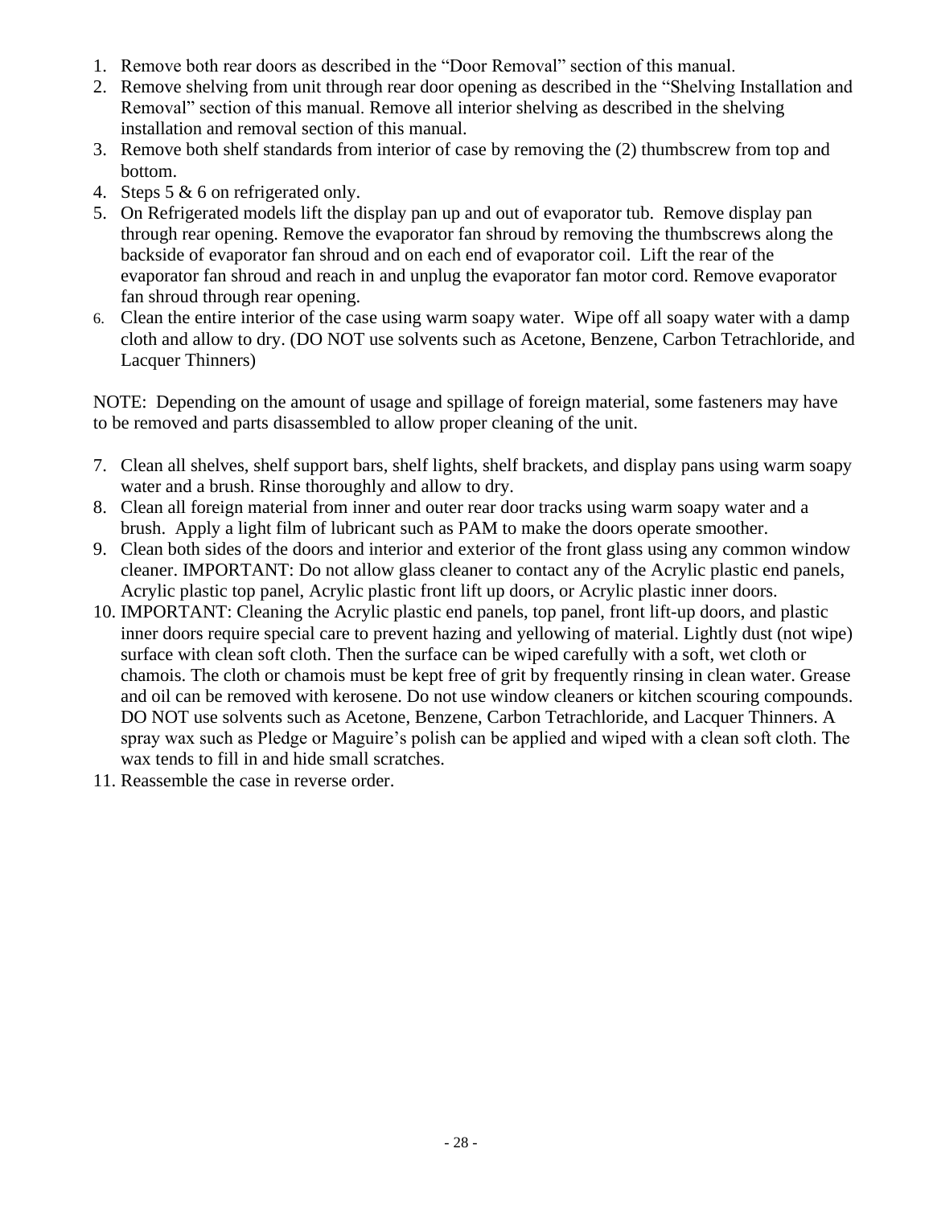1. Remove both rear doors as described in the “Door Removal” section of this manual.
2. Remove shelving from unit through rear door opening as described in the “Shelving Installation and Removal” section of this manual. Remove all interior shelving as described in the shelving installation and removal section of this manual.
3. Remove both shelf standards from interior of case by removing the (2) thumbscrew from top and bottom.
4. Steps 5 & 6 on refrigerated only.
5. On Refrigerated models lift the display pan up and out of evaporator tub. Remove display pan through rear opening. Remove the evaporator fan shroud by removing the thumbscrews along the backside of evaporator fan shroud and on each end of evaporator coil. Lift the rear of the evaporator fan shroud and reach in and unplug the evaporator fan motor cord. Remove evaporator fan shroud through rear opening.
6. Clean the entire interior of the case using warm soapy water. Wipe off all soapy water with a damp cloth and allow to dry. (DO NOT use solvents such as Acetone, Benzene, Carbon Tetrachloride, and Lacquer Thinners)

NOTE: Depending on the amount of usage and spillage of foreign material, some fasteners may have to be removed and parts disassembled to allow proper cleaning of the unit.

7. Clean all shelves, shelf support bars, shelf lights, shelf brackets, and display pans using warm soapy water and a brush. Rinse thoroughly and allow to dry.
8. Clean all foreign material from inner and outer rear door tracks using warm soapy water and a brush. Apply a light film of lubricant such as PAM to make the doors operate smoother.
9. Clean both sides of the doors and interior and exterior of the front glass using any common window cleaner. IMPORTANT: Do not allow glass cleaner to contact any of the Acrylic plastic end panels, Acrylic plastic top panel, Acrylic plastic front lift up doors, or Acrylic plastic inner doors.
10. IMPORTANT: Cleaning the Acrylic plastic end panels, top panel, front lift-up doors, and plastic inner doors require special care to prevent hazing and yellowing of material. Lightly dust (not wipe) surface with clean soft cloth. Then the surface can be wiped carefully with a soft, wet cloth or chamois. The cloth or chamois must be kept free of grit by frequently rinsing in clean water. Grease and oil can be removed with kerosene. Do not use window cleaners or kitchen scouring compounds. DO NOT use solvents such as Acetone, Benzene, Carbon Tetrachloride, and Lacquer Thinners. A spray wax such as Pledge or Maguire’s polish can be applied and wiped with a clean soft cloth. The wax tends to fill in and hide small scratches.
11. Reassemble the case in reverse order.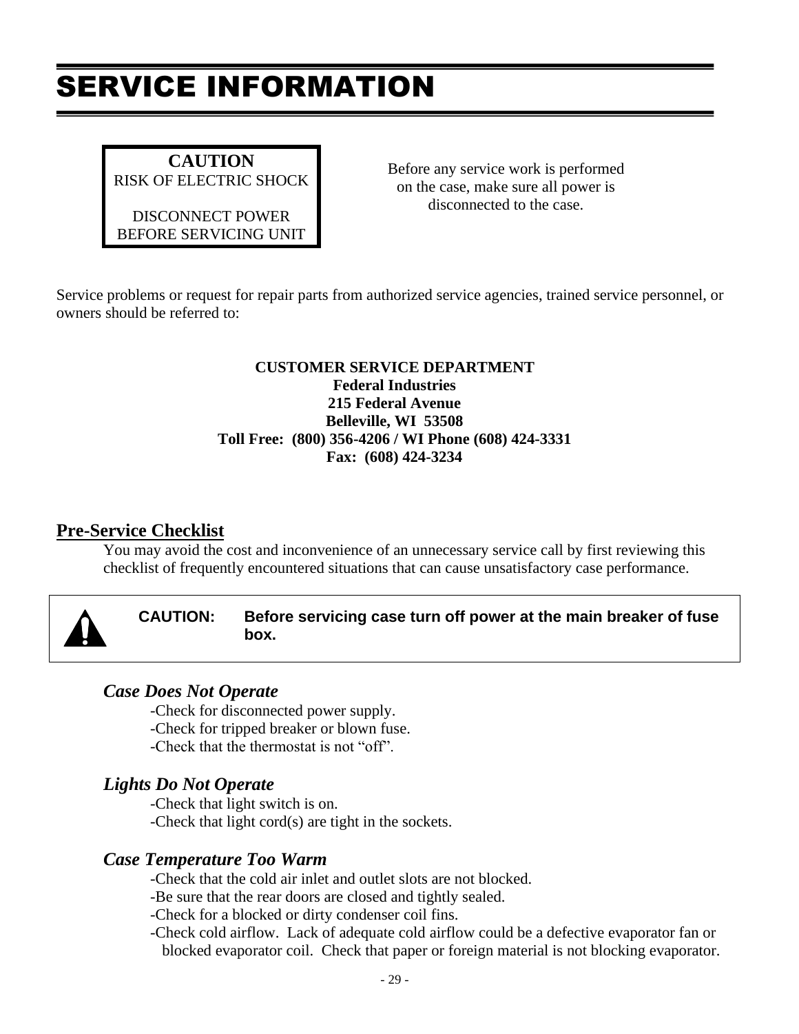# SERVICE INFORMATION

**CAUTION**
RISK OF ELECTRIC SHOCK

DISCONNECT POWER
BEFORE SERVICING UNIT

Before any service work is performed on the case, make sure all power is disconnected to the case.

Service problems or request for repair parts from authorized service agencies, trained service personnel, or owners should be referred to:

**CUSTOMER SERVICE DEPARTMENT**
**Federal Industries**
**215 Federal Avenue**
**Belleville, WI 53508**
**Toll Free: (800) 356-4206 / WI Phone (608) 424-3331**
**Fax: (608) 424-3234**

## Pre-Service Checklist

You may avoid the cost and inconvenience of an unnecessary service call by first reviewing this checklist of frequently encountered situations that can cause unsatisfactory case performance.

**CAUTION: Before servicing case turn off power at the main breaker of fuse box.**

### *Case Does Not Operate*

- -Check for disconnected power supply.
- -Check for tripped breaker or blown fuse.
- -Check that the thermostat is not “off”.

### *Lights Do Not Operate*

- -Check that light switch is on.
- -Check that light cord(s) are tight in the sockets.

### *Case Temperature Too Warm*

- -Check that the cold air inlet and outlet slots are not blocked.
- -Be sure that the rear doors are closed and tightly sealed.
- -Check for a blocked or dirty condenser coil fins.
- -Check cold airflow. Lack of adequate cold airflow could be a defective evaporator fan or blocked evaporator coil. Check that paper or foreign material is not blocking evaporator.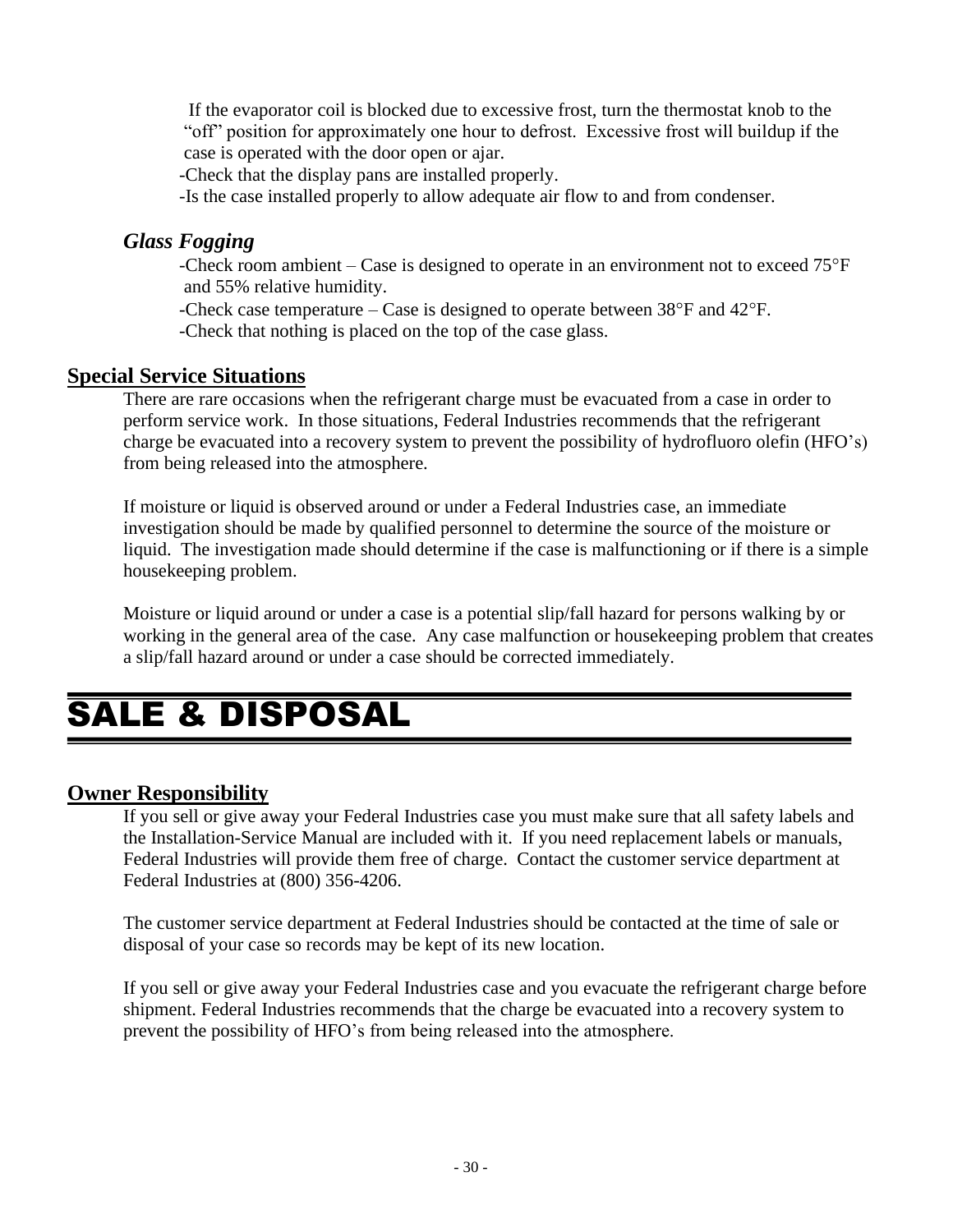If the evaporator coil is blocked due to excessive frost, turn the thermostat knob to the "off" position for approximately one hour to defrost. Excessive frost will buildup if the case is operated with the door open or ajar.

-Check that the display pans are installed properly.

-Is the case installed properly to allow adequate air flow to and from condenser.

### *Glass Fogging*

-Check room ambient – Case is designed to operate in an environment not to exceed 75°F and 55% relative humidity.

-Check case temperature – Case is designed to operate between 38°F and 42°F.

-Check that nothing is placed on the top of the case glass.

## Special Service Situations

There are rare occasions when the refrigerant charge must be evacuated from a case in order to perform service work. In those situations, Federal Industries recommends that the refrigerant charge be evacuated into a recovery system to prevent the possibility of hydrofluoro olefin (HFO's) from being released into the atmosphere.

If moisture or liquid is observed around or under a Federal Industries case, an immediate investigation should be made by qualified personnel to determine the source of the moisture or liquid. The investigation made should determine if the case is malfunctioning or if there is a simple housekeeping problem.

Moisture or liquid around or under a case is a potential slip/fall hazard for persons walking by or working in the general area of the case. Any case malfunction or housekeeping problem that creates a slip/fall hazard around or under a case should be corrected immediately.

# SALE & DISPOSAL

## Owner Responsibility

If you sell or give away your Federal Industries case you must make sure that all safety labels and the Installation-Service Manual are included with it. If you need replacement labels or manuals, Federal Industries will provide them free of charge. Contact the customer service department at Federal Industries at (800) 356-4206.

The customer service department at Federal Industries should be contacted at the time of sale or disposal of your case so records may be kept of its new location.

If you sell or give away your Federal Industries case and you evacuate the refrigerant charge before shipment. Federal Industries recommends that the charge be evacuated into a recovery system to prevent the possibility of HFO's from being released into the atmosphere.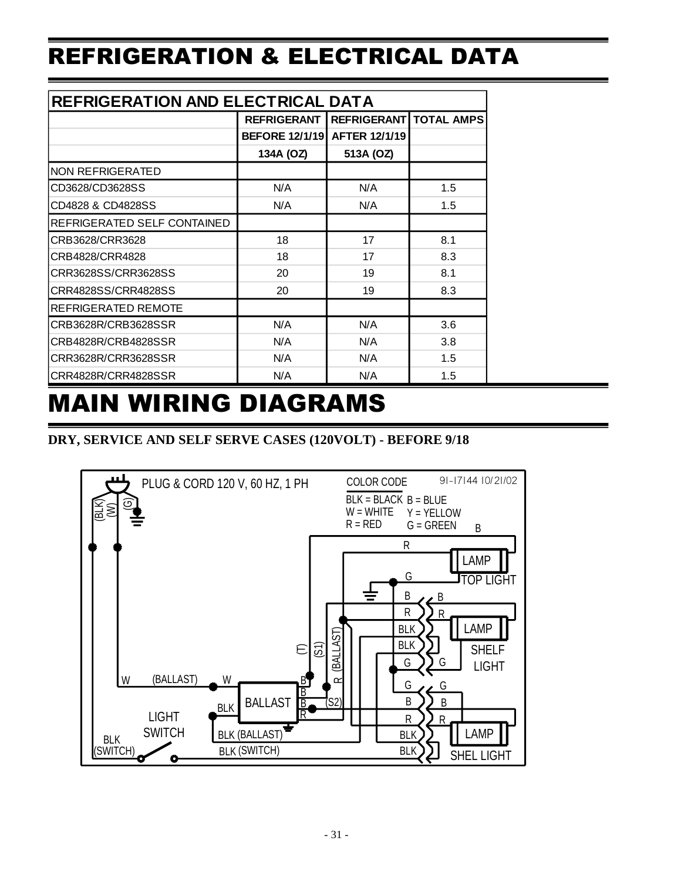# REFRIGERATION & ELECTRICAL DATA

| REFRIGERATION AND ELECTRICAL DATA | | | |
|---|---|---|---|
| | REFRIGERANT | REFRIGERANT | TOTAL AMPS |
| | BEFORE 12/1/19 | AFTER 12/1/19 | |
| | 134A (OZ) | 513A (OZ) | |
| NON REFRIGERATED | | | |
| CD3628/CD3628SS | N/A | N/A | 1.5 |
| CD4828 & CD4828SS | N/A | N/A | 1.5 |
| REFRIGERATED SELF CONTAINED | | | |
| CRB3628/CRR3628 | 18 | 17 | 8.1 |
| CRB4828/CRR4828 | 18 | 17 | 8.3 |
| CRR3628SS/CRR3628SS | 20 | 19 | 8.1 |
| CRR4828SS/CRR4828SS | 20 | 19 | 8.3 |
| REFRIGERATED REMOTE | | | |
| CRB3628R/CRB3628SSR | N/A | N/A | 3.6 |
| CRB4828R/CRB4828SSR | N/A | N/A | 3.8 |
| CRR3628R/CRR3628SSR | N/A | N/A | 1.5 |
| CRR4828R/CRR4828SSR | N/A | N/A | 1.5 |

# MAIN WIRING DIAGRAMS

**DRY, SERVICE AND SELF SERVE CASES (120VOLT) - BEFORE 9/18**

PLUG & CORD 120 V, 60 HZ, 1 PH

91-17144 10/21/02

COLOR CODE
BLK = BLACK B = BLUE
W = WHITE Y = YELLOW
R = RED G = GREEN

(BLK) (W) (G)

LAMP TOP LIGHT

LAMP SHELF LIGHT

LAMP SHEL LIGHT

BALLAST

LIGHT SWITCH

W (BALLAST) W

BLK (SWITCH)

BLK (BALLAST)

BLK (SWITCH)

(T) (S1) R (BALLAST) (S2)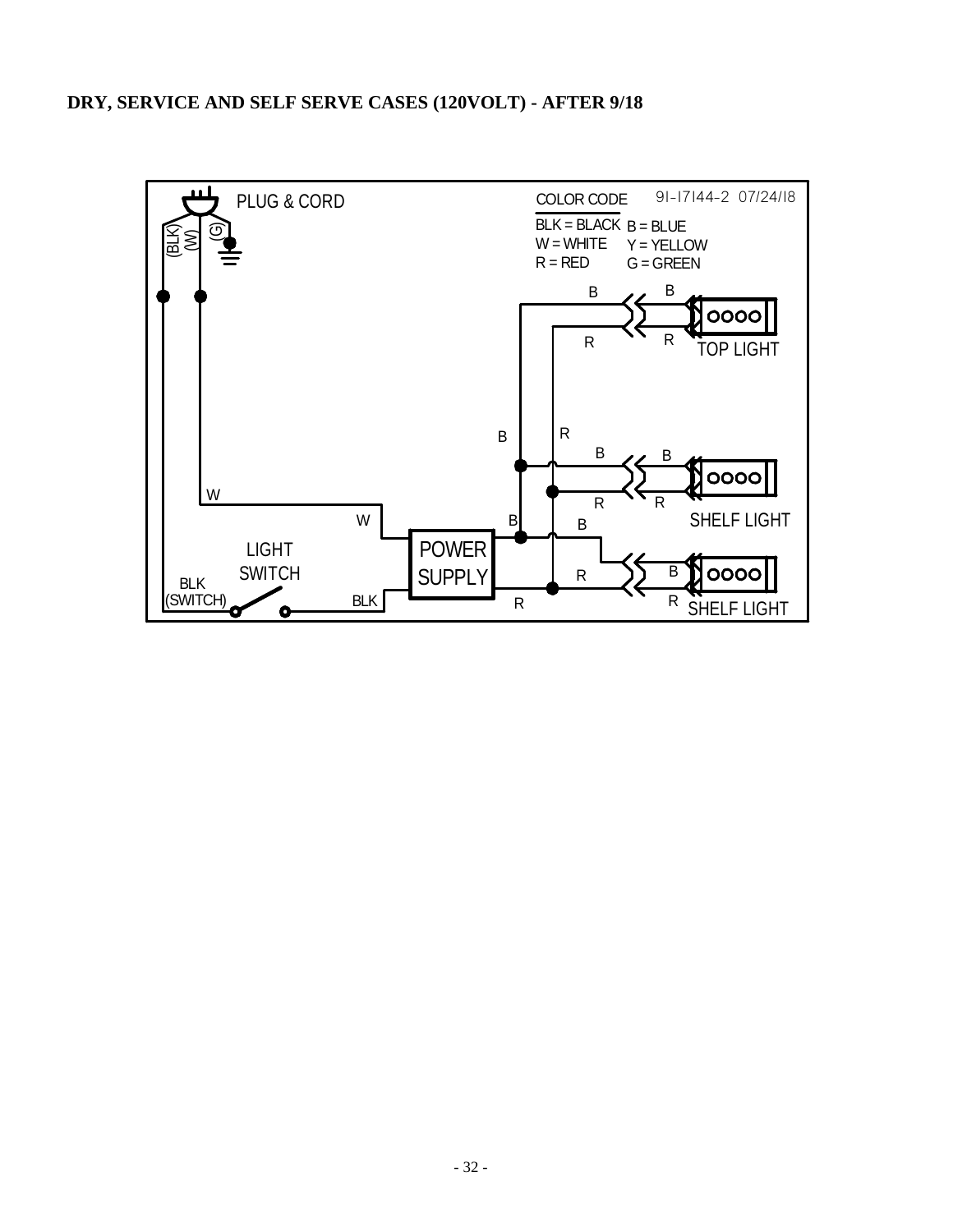## DRY, SERVICE AND SELF SERVE CASES (120VOLT) - AFTER 9/18

PLUG & CORD

(BLK) (W) (G)

COLOR CODE

91-17144-2 07/24/18

BLK = BLACK
W = WHITE
R = RED

B = BLUE
Y = YELLOW
G = GREEN

TOP LIGHT

SHELF LIGHT

SHELF LIGHT

POWER SUPPLY

LIGHT SWITCH

BLK (SWITCH)

BLK

W

B

R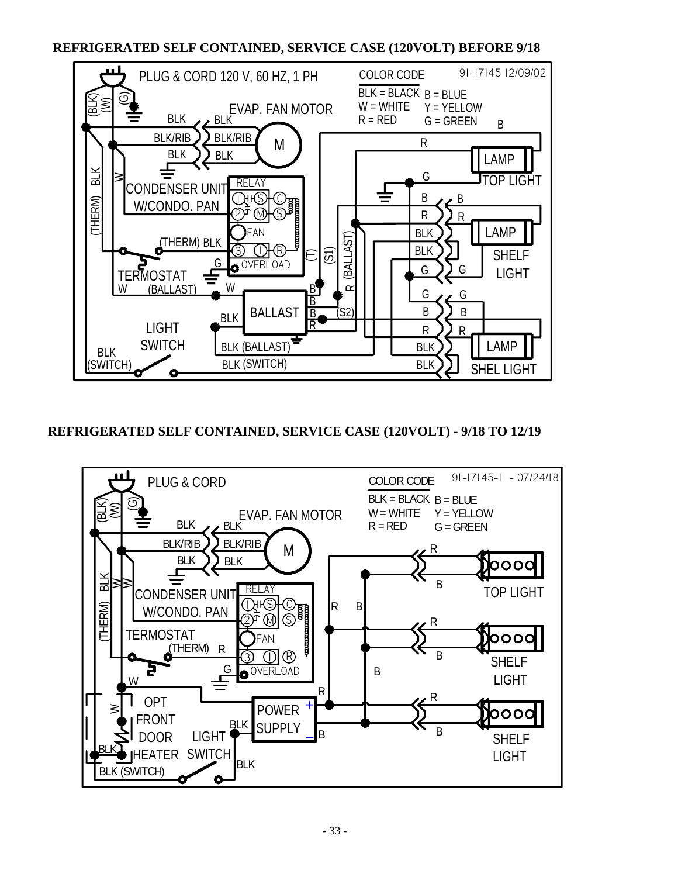## REFRIGERATED SELF CONTAINED, SERVICE CASE (120VOLT) BEFORE 9/18

PLUG & CORD 120 V, 60 HZ, 1 PH

9I-I7I45 I2/09/02

COLOR CODE

| | |
|---|---|
| BLK = BLACK | B = BLUE |
| W = WHITE | Y = YELLOW |
| R = RED | G = GREEN |

EVAP. FAN MOTOR

CONDENSER UNIT W/CONDO. PAN

RELAY

FAN

OVERLOAD

TERMOSTAT

BALLAST

LIGHT SWITCH

LAMP TOP LIGHT

LAMP SHELF LIGHT

LAMP SHEL LIGHT

## REFRIGERATED SELF CONTAINED, SERVICE CASE (120VOLT) - 9/18 TO 12/19

PLUG & CORD

9I-I7I45-I - 07/24/I8

COLOR CODE

| | |
|---|---|
| BLK = BLACK | B = BLUE |
| W = WHITE | Y = YELLOW |
| R = RED | G = GREEN |

EVAP. FAN MOTOR

CONDENSER UNIT W/CONDO. PAN

RELAY

FAN

OVERLOAD

TERMOSTAT

OPT FRONT DOOR HEATER

POWER SUPPLY

LIGHT SWITCH

TOP LIGHT

SHELF LIGHT

SHELF LIGHT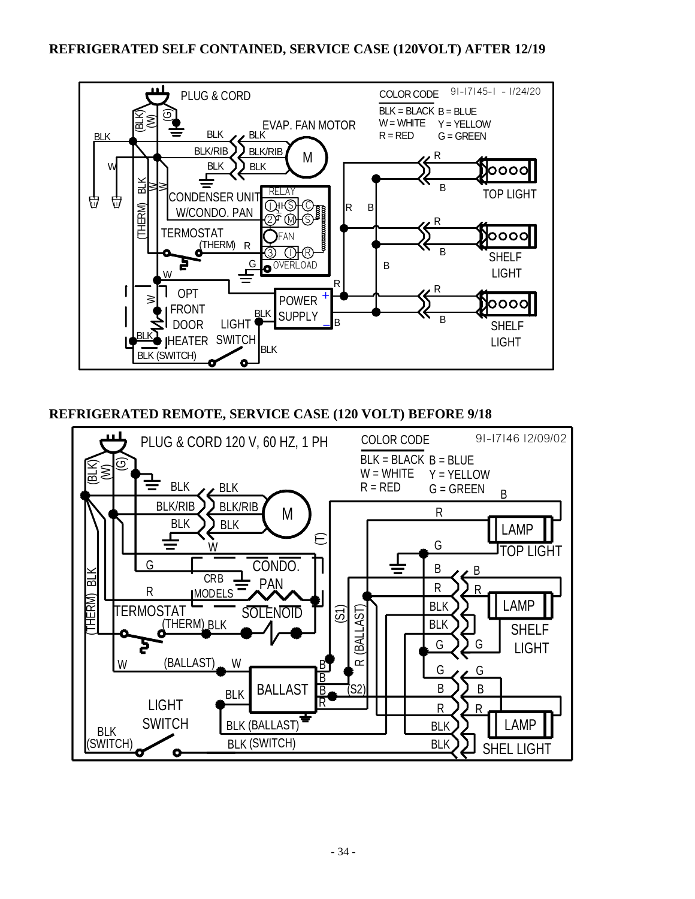## REFRIGERATED SELF CONTAINED, SERVICE CASE (120VOLT) AFTER 12/19

91-17145-1 - 1/24/20

PLUG & CORD

COLOR CODE
BLK = BLACK B = BLUE
W = WHITE Y = YELLOW
R = RED G = GREEN

EVAP. FAN MOTOR

CONDENSER UNIT W/CONDO. PAN

RELAY

FAN

OVERLOAD

TERMOSTAT (THERM)

TOP LIGHT

SHELF LIGHT

SHELF LIGHT

POWER SUPPLY

OPT FRONT DOOR HEATER

LIGHT SWITCH

BLK (SWITCH)

## REFRIGERATED REMOTE, SERVICE CASE (120 VOLT) BEFORE 9/18

91-17146 12/09/02

PLUG & CORD 120 V, 60 HZ, 1 PH

COLOR CODE
BLK = BLACK B = BLUE
W = WHITE Y = YELLOW
R = RED G = GREEN

LAMP TOP LIGHT

CONDO. PAN

CRB MODELS

SOLENOID

TERMOSTAT (THERM)

LAMP SHELF LIGHT

BALLAST

LIGHT SWITCH

BLK (SWITCH)

BLK (BALLAST)

LAMP SHEL LIGHT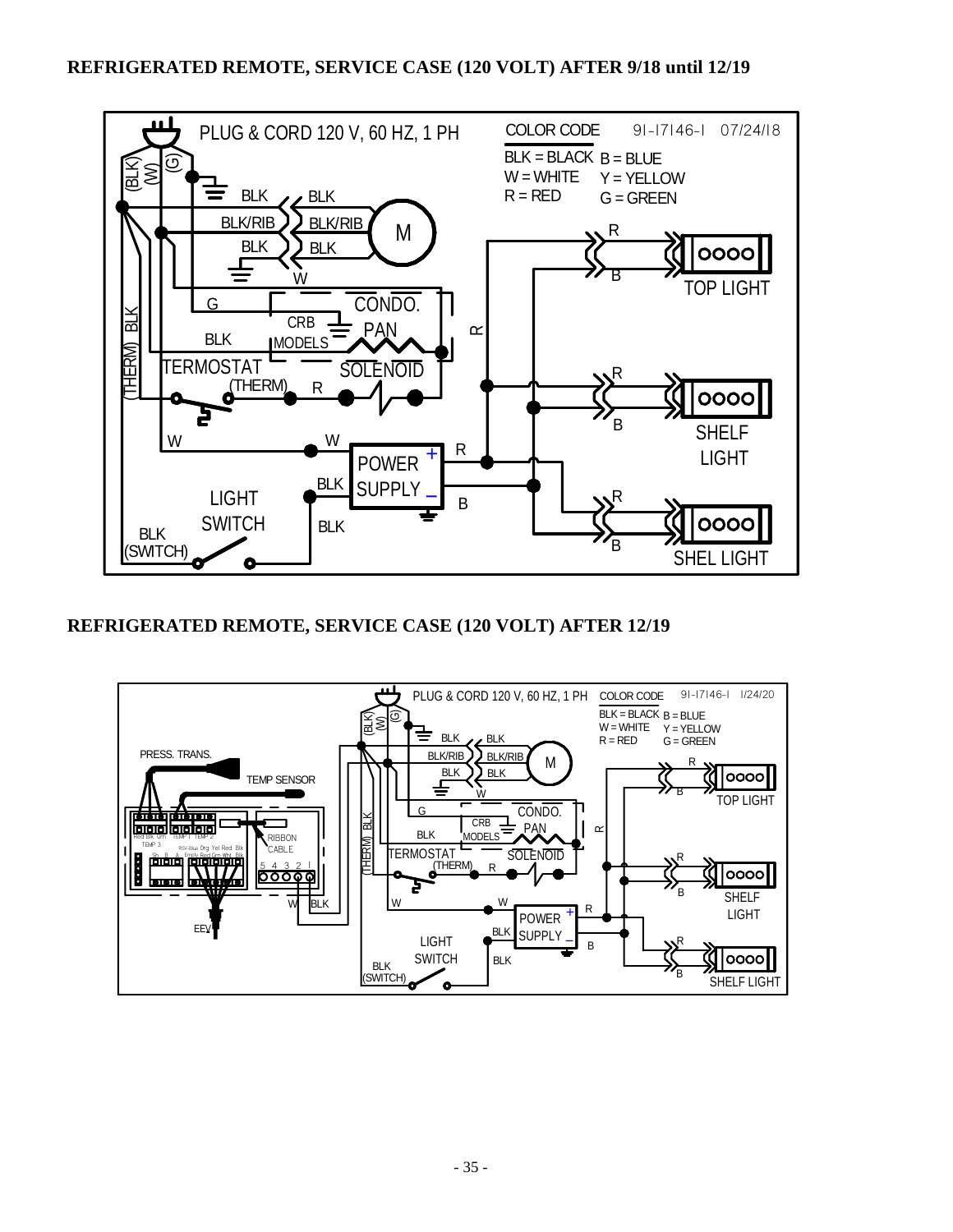## REFRIGERATED REMOTE, SERVICE CASE (120 VOLT) AFTER 9/18 until 12/19

## REFRIGERATED REMOTE, SERVICE CASE (120 VOLT) AFTER 12/19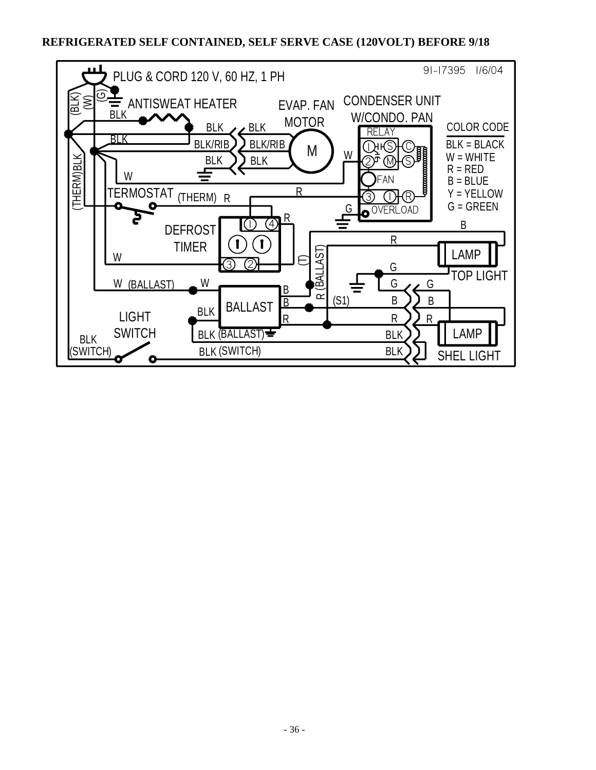**REFRIGERATED SELF CONTAINED, SELF SERVE CASE (120VOLT) BEFORE 9/18**

91-17395 1/6/04

PLUG & CORD 120 V, 60 HZ, 1 PH

(BLK) (W) (G)

ANTISWEAT HEATER

EVAP. FAN MOTOR

CONDENSER UNIT W/CONDO. PAN

RELAY

FAN

OVERLOAD

COLOR CODE

BLK = BLACK
W = WHITE
R = RED
B = BLUE
Y = YELLOW
G = GREEN

(THERM)BLK

TERMOSTAT (THERM) R

DEFROST TIMER

BALLAST

LIGHT SWITCH

BLK (SWITCH)

W (BALLAST)

BLK (BALLAST)

BLK (SWITCH)

R (BALLAST)

(T)

(S1)

LAMP

TOP LIGHT

LAMP

SHEL LIGHT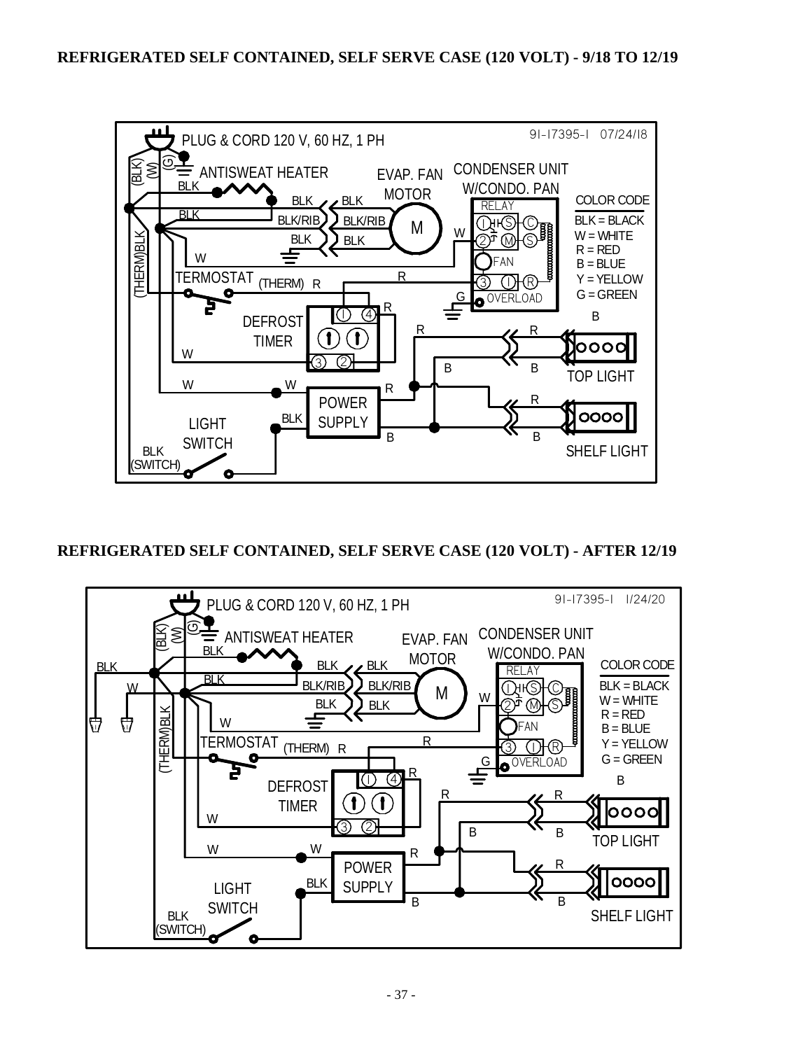## REFRIGERATED SELF CONTAINED, SELF SERVE CASE (120 VOLT) - 9/18 TO 12/19

91-17395-1 07/24/18

PLUG & CORD 120 V, 60 HZ, 1 PH

(BLK) (W) (G)

ANTISWEAT HEATER

EVAP. FAN MOTOR

CONDENSER UNIT W/CONDO. PAN

RELAY

FAN

OVERLOAD

COLOR CODE

BLK = BLACK
W = WHITE
R = RED
B = BLUE
Y = YELLOW
G = GREEN

(THERM)BLK

TERMOSTAT (THERM) R

DEFROST TIMER

POWER SUPPLY

LIGHT SWITCH

BLK (SWITCH)

TOP LIGHT

SHELF LIGHT

## REFRIGERATED SELF CONTAINED, SELF SERVE CASE (120 VOLT) - AFTER 12/19

91-17395-1 1/24/20

PLUG & CORD 120 V, 60 HZ, 1 PH

(BLK) (W) (G)

ANTISWEAT HEATER

EVAP. FAN MOTOR

CONDENSER UNIT W/CONDO. PAN

RELAY

FAN

OVERLOAD

COLOR CODE

BLK = BLACK
W = WHITE
R = RED
B = BLUE
Y = YELLOW
G = GREEN

(THERM)BLK

TERMOSTAT (THERM) R

DEFROST TIMER

POWER SUPPLY

LIGHT SWITCH

BLK (SWITCH)

TOP LIGHT

SHELF LIGHT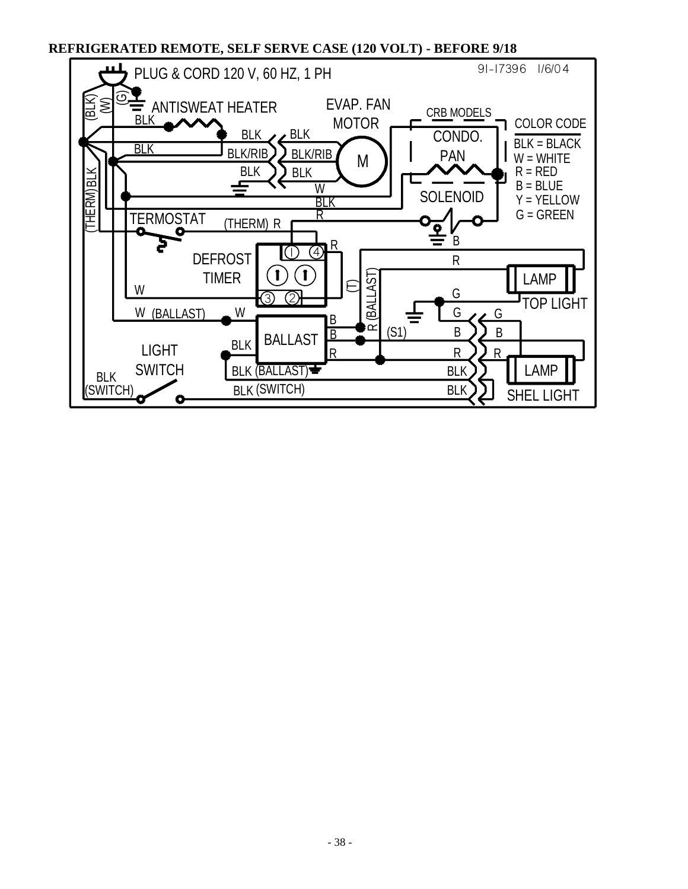**REFRIGERATED REMOTE, SELF SERVE CASE (120 VOLT) - BEFORE 9/18**

9I-I7396 I/6/04

PLUG & CORD 120 V, 60 HZ, 1 PH

(BLK) (W) (G)

ANTISWEAT HEATER

EVAP. FAN MOTOR

CRB MODELS

CONDO. PAN

COLOR CODE

BLK = BLACK
W = WHITE
R = RED
B = BLUE
Y = YELLOW
G = GREEN

SOLENOID

(THERM)BLK

TERMOSTAT

(THERM) R

DEFROST TIMER

(T)

R (BALLAST)

LAMP

TOP LIGHT

W (BALLAST)

BALLAST

(S1)

LIGHT SWITCH

BLK (BALLAST)

LAMP

BLK (SWITCH)

BLK (SWITCH)

SHEL LIGHT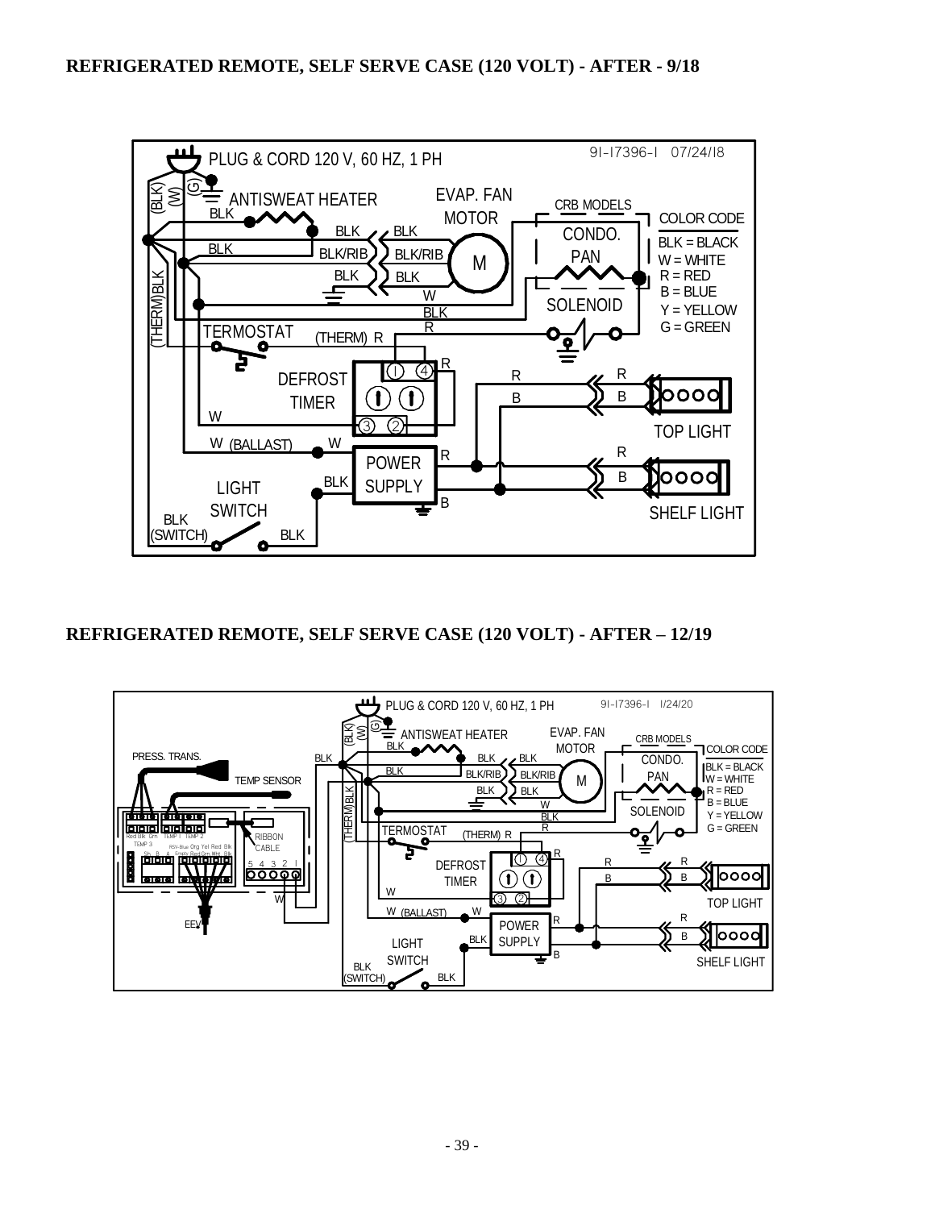**REFRIGERATED REMOTE, SELF SERVE CASE (120 VOLT) - AFTER - 9/18**

PLUG & CORD 120 V, 60 HZ, 1 PH

9I-I7396-I 07/24/I8

(BLK) (W) (G)

ANTISWEAT HEATER

EVAP. FAN MOTOR

CRB MODELS

CONDO. PAN

SOLENOID

COLOR CODE
BLK = BLACK
W = WHITE
R = RED
B = BLUE
Y = YELLOW
G = GREEN

(THERM)BLK

TERMOSTAT

(THERM) R

DEFROST TIMER

TOP LIGHT

POWER SUPPLY

W (BALLAST)

LIGHT SWITCH

BLK (SWITCH)

SHELF LIGHT

**REFRIGERATED REMOTE, SELF SERVE CASE (120 VOLT) - AFTER – 12/19**

PLUG & CORD 120 V, 60 HZ, 1 PH

9I-I7396-I I/24/20

PRESS. TRANS.

TEMP SENSOR

RIBBON CABLE

EEV

ANTISWEAT HEATER

EVAP. FAN MOTOR

CRB MODELS

CONDO. PAN

SOLENOID

COLOR CODE
BLK = BLACK
W = WHITE
R = RED
B = BLUE
Y = YELLOW
G = GREEN

TERMOSTAT

(THERM) R

DEFROST TIMER

TOP LIGHT

POWER SUPPLY

W (BALLAST)

LIGHT SWITCH

BLK (SWITCH)

SHELF LIGHT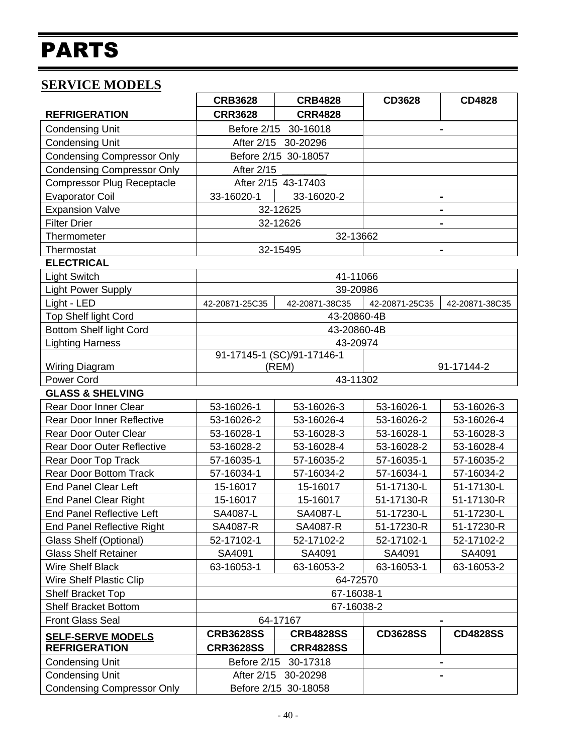# PARTS

## SERVICE MODELS

| | CRB3628 | CRB4828 | CD3628 | CD4828 |
|---|---|---|---|---|
| **REFRIGERATION** | **CRR3628** | **CRR4828** | | |
| Condensing Unit | Before 2/15 30-16018 | | - | |
| Condensing Unit | After 2/15 30-20296 | | | |
| Condensing Compressor Only | Before 2/15 30-18057 | | | |
| Condensing Compressor Only | After 2/15 ________ | | | |
| Compressor Plug Receptacle | After 2/15 43-17403 | | | |
| Evaporator Coil | 33-16020-1 | 33-16020-2 | - | |
| Expansion Valve | 32-12625 | | - | |
| Filter Drier | 32-12626 | | - | |
| Thermometer | 32-13662 | | | |
| Thermostat | 32-15495 | | - | |
| **ELECTRICAL** | | | | |
| Light Switch | 41-11066 | | | |
| Light Power Supply | 39-20986 | | | |
| Light - LED | 42-20871-25C35 | 42-20871-38C35 | 42-20871-25C35 | 42-20871-38C35 |
| Top Shelf light Cord | 43-20860-4B | | | |
| Bottom Shelf light Cord | 43-20860-4B | | | |
| Lighting Harness | 43-20974 | | | |
| Wiring Diagram | 91-17145-1 (SC)/91-17146-1 (REM) | | 91-17144-2 | |
| Power Cord | 43-11302 | | | |
| **GLASS & SHELVING** | | | | |
| Rear Door Inner Clear | 53-16026-1 | 53-16026-3 | 53-16026-1 | 53-16026-3 |
| Rear Door Inner Reflective | 53-16026-2 | 53-16026-4 | 53-16026-2 | 53-16026-4 |
| Rear Door Outer Clear | 53-16028-1 | 53-16028-3 | 53-16028-1 | 53-16028-3 |
| Rear Door Outer Reflective | 53-16028-2 | 53-16028-4 | 53-16028-2 | 53-16028-4 |
| Rear Door Top Track | 57-16035-1 | 57-16035-2 | 57-16035-1 | 57-16035-2 |
| Rear Door Bottom Track | 57-16034-1 | 57-16034-2 | 57-16034-1 | 57-16034-2 |
| End Panel Clear Left | 15-16017 | 15-16017 | 51-17130-L | 51-17130-L |
| End Panel Clear Right | 15-16017 | 15-16017 | 51-17130-R | 51-17130-R |
| End Panel Reflective Left | SA4087-L | SA4087-L | 51-17230-L | 51-17230-L |
| End Panel Reflective Right | SA4087-R | SA4087-R | 51-17230-R | 51-17230-R |
| Glass Shelf (Optional) | 52-17102-1 | 52-17102-2 | 52-17102-1 | 52-17102-2 |
| Glass Shelf Retainer | SA4091 | SA4091 | SA4091 | SA4091 |
| Wire Shelf Black | 63-16053-1 | 63-16053-2 | 63-16053-1 | 63-16053-2 |
| Wire Shelf Plastic Clip | 64-72570 | | | |
| Shelf Bracket Top | 67-16038-1 | | | |
| Shelf Bracket Bottom | 67-16038-2 | | | |
| Front Glass Seal | 64-17167 | | - | |

| **SELF-SERVE MODELS** | CRB3628SS | CRB4828SS | CD3628SS | CD4828SS |
|---|---|---|---|---|
| **REFRIGERATION** | **CRR3628SS** | **CRR4828SS** | | |
| Condensing Unit | Before 2/15 30-17318 | | - | |
| Condensing Unit | After 2/15 30-20298 | | - | |
| Condensing Compressor Only | Before 2/15 30-18058 | | | |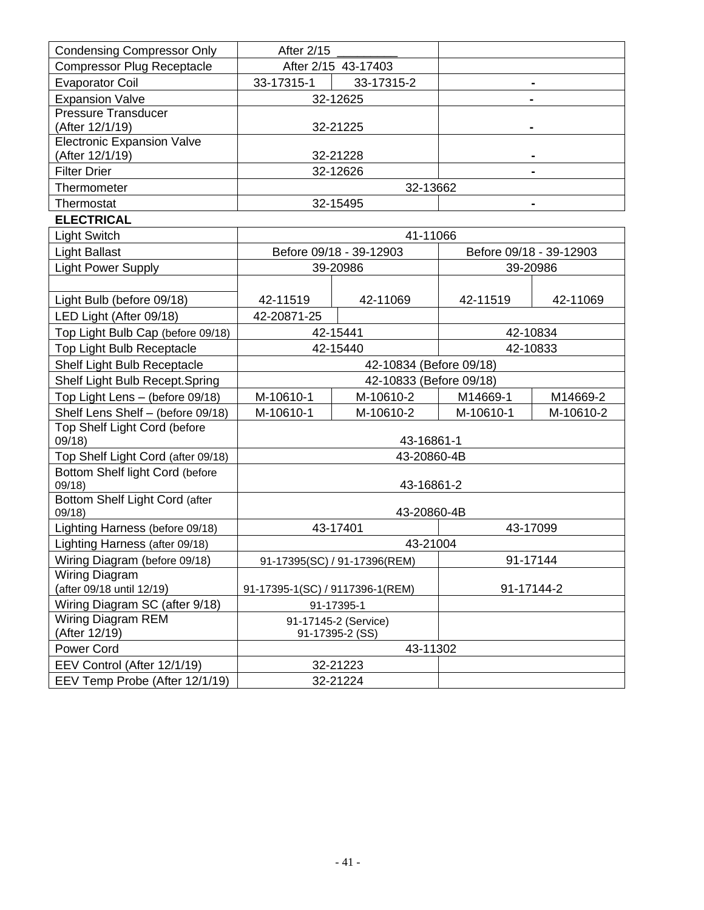| | | | | |
|---|---|---|---|---|
| Condensing Compressor Only | After 2/15 _________ | | | |
| Compressor Plug Receptacle | After 2/15 43-17403 | | | |
| Evaporator Coil | 33-17315-1 | 33-17315-2 | - | |
| Expansion Valve | 32-12625 | | - | |
| Pressure Transducer (After 12/1/19) | 32-21225 | | - | |
| Electronic Expansion Valve (After 12/1/19) | 32-21228 | | - | |
| Filter Drier | 32-12626 | | - | |
| Thermometer | 32-13662 | | | |
| Thermostat | 32-15495 | | - | |

**ELECTRICAL**

| | | | | |
|---|---|---|---|---|
| Light Switch | 41-11066 | | | |
| Light Ballast | Before 09/18 - 39-12903 | | Before 09/18 - 39-12903 | |
| Light Power Supply | 39-20986 | | 39-20986 | |
| Light Bulb (before 09/18) | 42-11519 | 42-11069 | 42-11519 | 42-11069 |
| LED Light (After 09/18) | 42-20871-25 | | | |
| Top Light Bulb Cap (before 09/18) | 42-15441 | | 42-10834 | |
| Top Light Bulb Receptacle | 42-15440 | | 42-10833 | |
| Shelf Light Bulb Receptacle | 42-10834 (Before 09/18) | | | |
| Shelf Light Bulb Recept.Spring | 42-10833 (Before 09/18) | | | |
| Top Light Lens – (before 09/18) | M-10610-1 | M-10610-2 | M14669-1 | M14669-2 |
| Shelf Lens Shelf – (before 09/18) | M-10610-1 | M-10610-2 | M-10610-1 | M-10610-2 |
| Top Shelf Light Cord (before 09/18) | 43-16861-1 | | | |
| Top Shelf Light Cord (after 09/18) | 43-20860-4B | | | |
| Bottom Shelf light Cord (before 09/18) | 43-16861-2 | | | |
| Bottom Shelf Light Cord (after 09/18) | 43-20860-4B | | | |
| Lighting Harness (before 09/18) | 43-17401 | | 43-17099 | |
| Lighting Harness (after 09/18) | 43-21004 | | | |
| Wiring Diagram (before 09/18) | 91-17395(SC) / 91-17396(REM) | | 91-17144 | |
| Wiring Diagram (after 09/18 until 12/19) | 91-17395-1(SC) / 9117396-1(REM) | | 91-17144-2 | |
| Wiring Diagram SC (after 9/18) | 91-17395-1 | | | |
| Wiring Diagram REM (After 12/19) | 91-17145-2 (Service) 91-17395-2 (SS) | | | |
| Power Cord | 43-11302 | | | |
| EEV Control (After 12/1/19) | 32-21223 | | | |
| EEV Temp Probe (After 12/1/19) | 32-21224 | | | |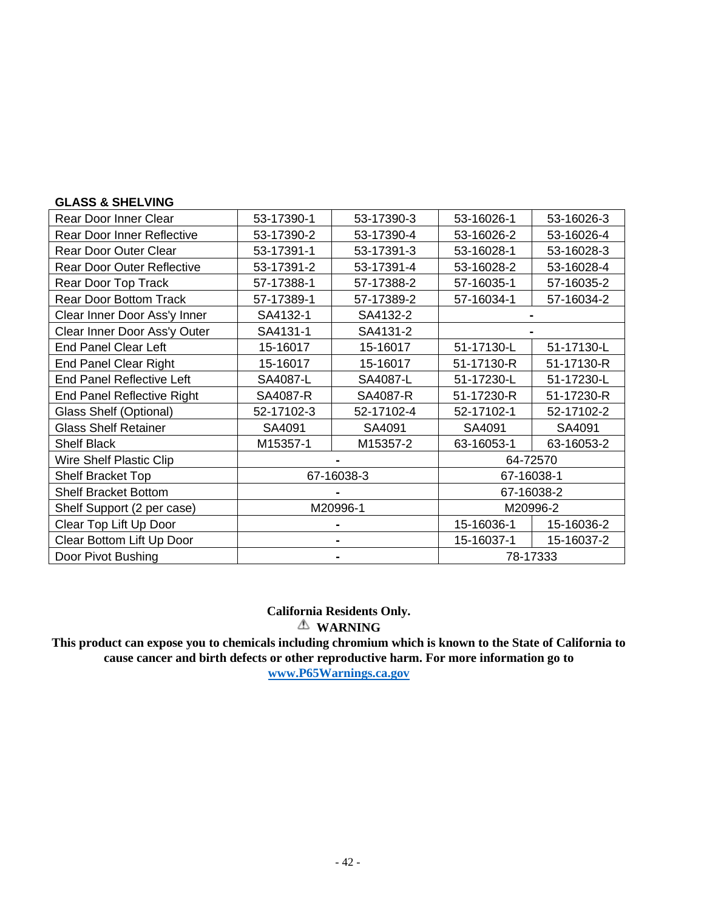**GLASS & SHELVING**

| | | | | |
|---|---|---|---|---|
| Rear Door Inner Clear | 53-17390-1 | 53-17390-3 | 53-16026-1 | 53-16026-3 |
| Rear Door Inner Reflective | 53-17390-2 | 53-17390-4 | 53-16026-2 | 53-16026-4 |
| Rear Door Outer Clear | 53-17391-1 | 53-17391-3 | 53-16028-1 | 53-16028-3 |
| Rear Door Outer Reflective | 53-17391-2 | 53-17391-4 | 53-16028-2 | 53-16028-4 |
| Rear Door Top Track | 57-17388-1 | 57-17388-2 | 57-16035-1 | 57-16035-2 |
| Rear Door Bottom Track | 57-17389-1 | 57-17389-2 | 57-16034-1 | 57-16034-2 |
| Clear Inner Door Ass'y Inner | SA4132-1 | SA4132-2 | - | |
| Clear Inner Door Ass'y Outer | SA4131-1 | SA4131-2 | - | |
| End Panel Clear Left | 15-16017 | 15-16017 | 51-17130-L | 51-17130-L |
| End Panel Clear Right | 15-16017 | 15-16017 | 51-17130-R | 51-17130-R |
| End Panel Reflective Left | SA4087-L | SA4087-L | 51-17230-L | 51-17230-L |
| End Panel Reflective Right | SA4087-R | SA4087-R | 51-17230-R | 51-17230-R |
| Glass Shelf (Optional) | 52-17102-3 | 52-17102-4 | 52-17102-1 | 52-17102-2 |
| Glass Shelf Retainer | SA4091 | SA4091 | SA4091 | SA4091 |
| Shelf Black | M15357-1 | M15357-2 | 63-16053-1 | 63-16053-2 |
| Wire Shelf Plastic Clip | - | | 64-72570 | |
| Shelf Bracket Top | 67-16038-3 | | 67-16038-1 | |
| Shelf Bracket Bottom | - | | 67-16038-2 | |
| Shelf Support (2 per case) | M20996-1 | | M20996-2 | |
| Clear Top Lift Up Door | - | | 15-16036-1 | 15-16036-2 |
| Clear Bottom Lift Up Door | - | | 15-16037-1 | 15-16037-2 |
| Door Pivot Bushing | - | | 78-17333 | |

**California Residents Only.**

**⚠ WARNING**

**This product can expose you to chemicals including chromium which is known to the State of California to cause cancer and birth defects or other reproductive harm. For more information go to www.P65Warnings.ca.gov**